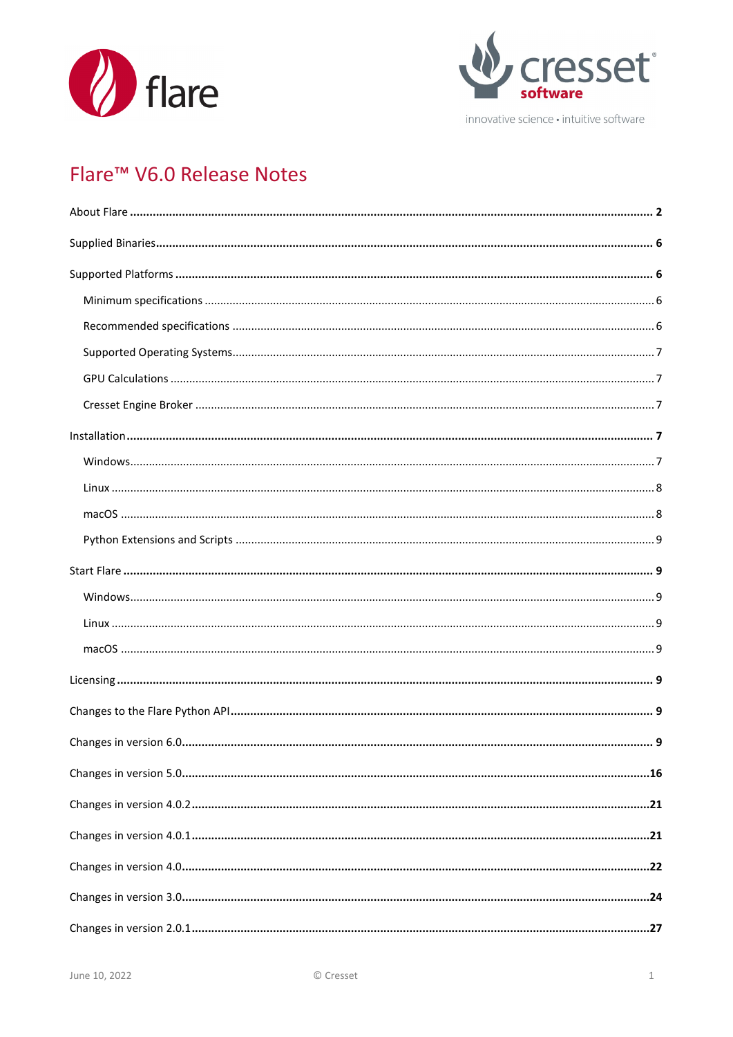# Flare™ V6.0 Release Notes

- **About Flare** ........ **2**
- **Supplied Binaries** ........ **6**
- **Supported Platforms** ........ **6**
  - Minimum specifications ........ 6
  - Recommended specifications ........ 6
  - Supported Operating Systems ........ 7
  - GPU Calculations ........ 7
  - Cresset Engine Broker ........ 7
- **Installation** ........ **7**
  - Windows ........ 7
  - Linux ........ 8
  - macOS ........ 8
  - Python Extensions and Scripts ........ 9
- **Start Flare** ........ **9**
  - Windows ........ 9
  - Linux ........ 9
  - macOS ........ 9
- **Licensing** ........ **9**
- **Changes to the Flare Python API** ........ **9**
- **Changes in version 6.0** ........ **9**
- **Changes in version 5.0** ........ **16**
- **Changes in version 4.0.2** ........ **21**
- **Changes in version 4.0.1** ........ **21**
- **Changes in version 4.0** ........ **22**
- **Changes in version 3.0** ........ **24**
- **Changes in version 2.0.1** ........ **27**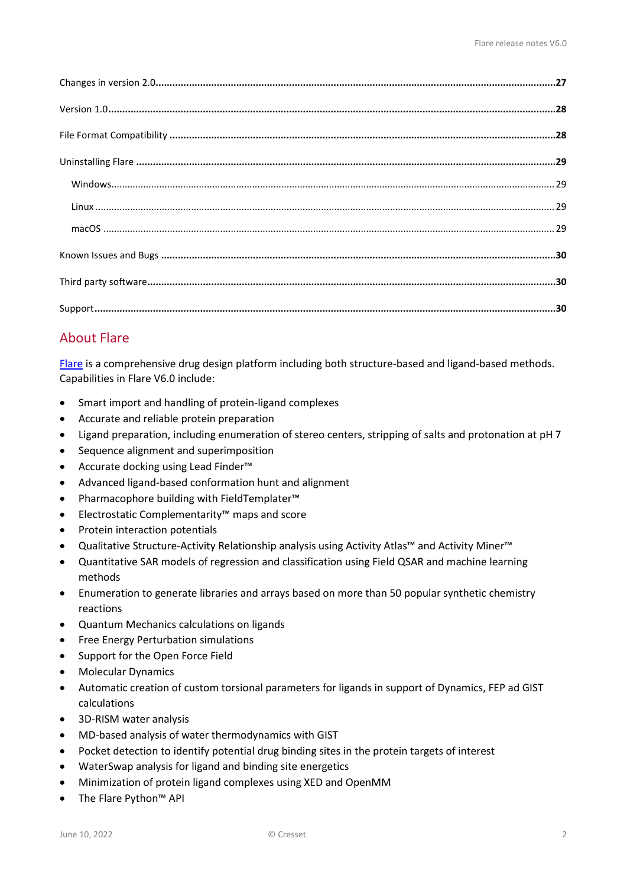Changes in version 2.0 .................................................. 27

Version 1.0 .................................................. 28

File Format Compatibility .................................................. 28

Uninstalling Flare .................................................. 29

- Windows .................................................. 29
- Linux .................................................. 29
- macOS .................................................. 29

Known Issues and Bugs .................................................. 30

Third party software .................................................. 30

Support .................................................. 30

## About Flare

[Flare](Flare) is a comprehensive drug design platform including both structure-based and ligand-based methods. Capabilities in Flare V6.0 include:

- Smart import and handling of protein-ligand complexes
- Accurate and reliable protein preparation
- Ligand preparation, including enumeration of stereo centers, stripping of salts and protonation at pH 7
- Sequence alignment and superimposition
- Accurate docking using Lead Finder™
- Advanced ligand-based conformation hunt and alignment
- Pharmacophore building with FieldTemplater™
- Electrostatic Complementarity™ maps and score
- Protein interaction potentials
- Qualitative Structure-Activity Relationship analysis using Activity Atlas™ and Activity Miner™
- Quantitative SAR models of regression and classification using Field QSAR and machine learning methods
- Enumeration to generate libraries and arrays based on more than 50 popular synthetic chemistry reactions
- Quantum Mechanics calculations on ligands
- Free Energy Perturbation simulations
- Support for the Open Force Field
- Molecular Dynamics
- Automatic creation of custom torsional parameters for ligands in support of Dynamics, FEP ad GIST calculations
- 3D-RISM water analysis
- MD-based analysis of water thermodynamics with GIST
- Pocket detection to identify potential drug binding sites in the protein targets of interest
- WaterSwap analysis for ligand and binding site energetics
- Minimization of protein ligand complexes using XED and OpenMM
- The Flare Python™ API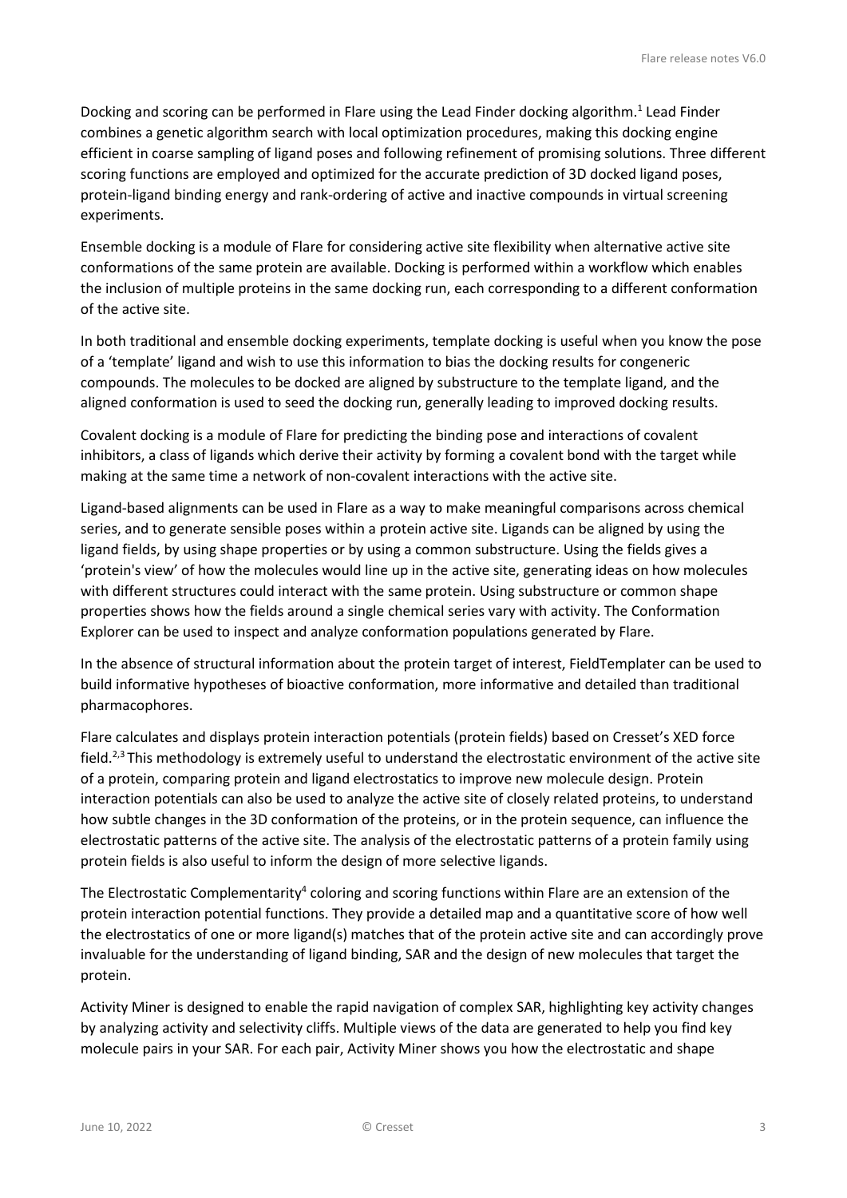Docking and scoring can be performed in Flare using the Lead Finder docking algorithm.[1] Lead Finder combines a genetic algorithm search with local optimization procedures, making this docking engine efficient in coarse sampling of ligand poses and following refinement of promising solutions. Three different scoring functions are employed and optimized for the accurate prediction of 3D docked ligand poses, protein-ligand binding energy and rank-ordering of active and inactive compounds in virtual screening experiments.

Ensemble docking is a module of Flare for considering active site flexibility when alternative active site conformations of the same protein are available. Docking is performed within a workflow which enables the inclusion of multiple proteins in the same docking run, each corresponding to a different conformation of the active site.

In both traditional and ensemble docking experiments, template docking is useful when you know the pose of a 'template' ligand and wish to use this information to bias the docking results for congeneric compounds. The molecules to be docked are aligned by substructure to the template ligand, and the aligned conformation is used to seed the docking run, generally leading to improved docking results.

Covalent docking is a module of Flare for predicting the binding pose and interactions of covalent inhibitors, a class of ligands which derive their activity by forming a covalent bond with the target while making at the same time a network of non-covalent interactions with the active site.

Ligand-based alignments can be used in Flare as a way to make meaningful comparisons across chemical series, and to generate sensible poses within a protein active site. Ligands can be aligned by using the ligand fields, by using shape properties or by using a common substructure. Using the fields gives a 'protein's view' of how the molecules would line up in the active site, generating ideas on how molecules with different structures could interact with the same protein. Using substructure or common shape properties shows how the fields around a single chemical series vary with activity. The Conformation Explorer can be used to inspect and analyze conformation populations generated by Flare.

In the absence of structural information about the protein target of interest, FieldTemplater can be used to build informative hypotheses of bioactive conformation, more informative and detailed than traditional pharmacophores.

Flare calculates and displays protein interaction potentials (protein fields) based on Cresset's XED force field.[2,3] This methodology is extremely useful to understand the electrostatic environment of the active site of a protein, comparing protein and ligand electrostatics to improve new molecule design. Protein interaction potentials can also be used to analyze the active site of closely related proteins, to understand how subtle changes in the 3D conformation of the proteins, or in the protein sequence, can influence the electrostatic patterns of the active site. The analysis of the electrostatic patterns of a protein family using protein fields is also useful to inform the design of more selective ligands.

The Electrostatic Complementarity[4] coloring and scoring functions within Flare are an extension of the protein interaction potential functions. They provide a detailed map and a quantitative score of how well the electrostatics of one or more ligand(s) matches that of the protein active site and can accordingly prove invaluable for the understanding of ligand binding, SAR and the design of new molecules that target the protein.

Activity Miner is designed to enable the rapid navigation of complex SAR, highlighting key activity changes by analyzing activity and selectivity cliffs. Multiple views of the data are generated to help you find key molecule pairs in your SAR. For each pair, Activity Miner shows you how the electrostatic and shape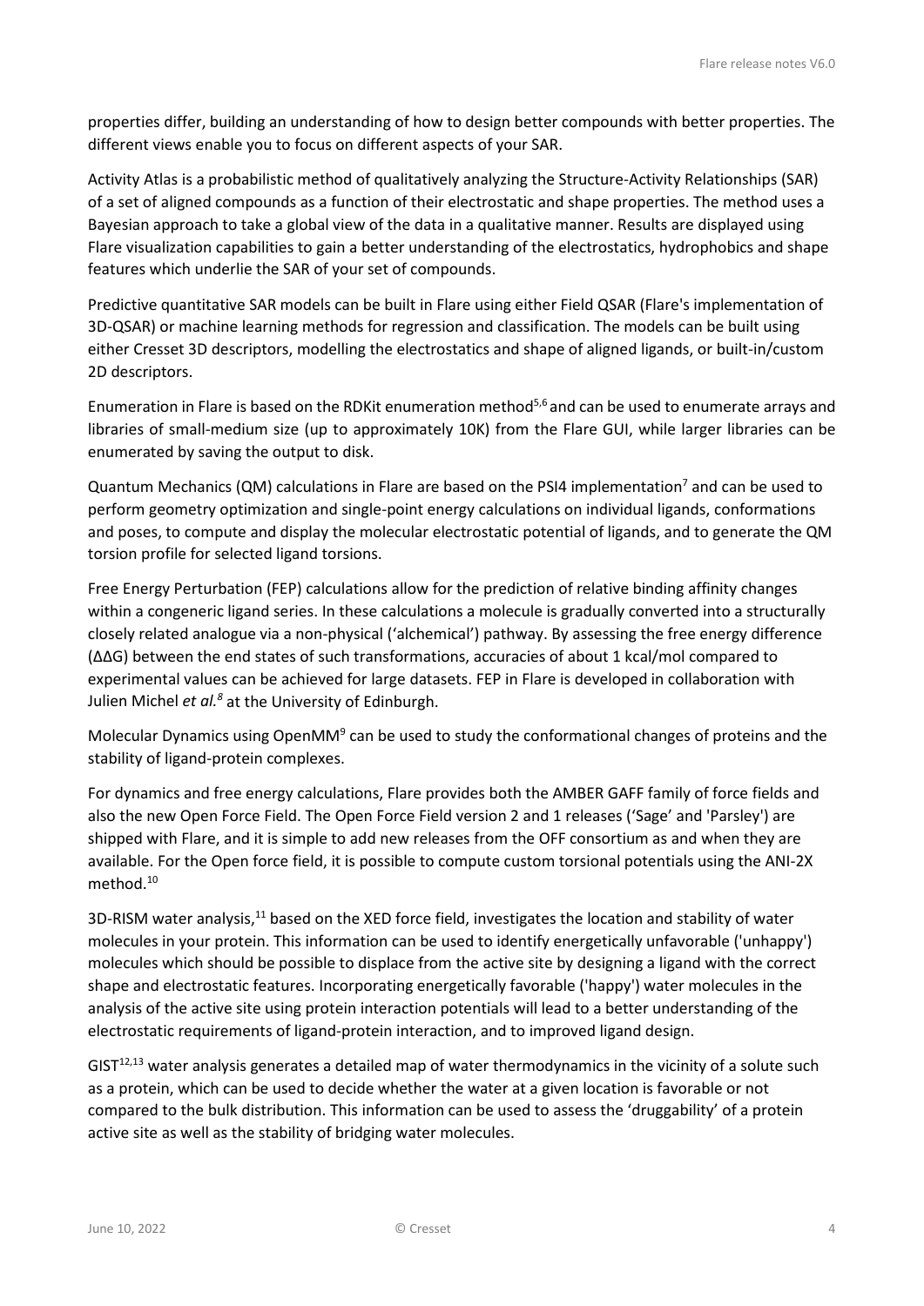properties differ, building an understanding of how to design better compounds with better properties. The different views enable you to focus on different aspects of your SAR.

Activity Atlas is a probabilistic method of qualitatively analyzing the Structure-Activity Relationships (SAR) of a set of aligned compounds as a function of their electrostatic and shape properties. The method uses a Bayesian approach to take a global view of the data in a qualitative manner. Results are displayed using Flare visualization capabilities to gain a better understanding of the electrostatics, hydrophobics and shape features which underlie the SAR of your set of compounds.

Predictive quantitative SAR models can be built in Flare using either Field QSAR (Flare's implementation of 3D-QSAR) or machine learning methods for regression and classification. The models can be built using either Cresset 3D descriptors, modelling the electrostatics and shape of aligned ligands, or built-in/custom 2D descriptors.

Enumeration in Flare is based on the RDKit enumeration method[5,6] and can be used to enumerate arrays and libraries of small-medium size (up to approximately 10K) from the Flare GUI, while larger libraries can be enumerated by saving the output to disk.

Quantum Mechanics (QM) calculations in Flare are based on the PSI4 implementation[7] and can be used to perform geometry optimization and single-point energy calculations on individual ligands, conformations and poses, to compute and display the molecular electrostatic potential of ligands, and to generate the QM torsion profile for selected ligand torsions.

Free Energy Perturbation (FEP) calculations allow for the prediction of relative binding affinity changes within a congeneric ligand series. In these calculations a molecule is gradually converted into a structurally closely related analogue via a non-physical ('alchemical') pathway. By assessing the free energy difference ($\Delta\Delta G$) between the end states of such transformations, accuracies of about 1 kcal/mol compared to experimental values can be achieved for large datasets. FEP in Flare is developed in collaboration with Julien Michel *et al.*[8] at the University of Edinburgh.

Molecular Dynamics using OpenMM[9] can be used to study the conformational changes of proteins and the stability of ligand-protein complexes.

For dynamics and free energy calculations, Flare provides both the AMBER GAFF family of force fields and also the new Open Force Field. The Open Force Field version 2 and 1 releases ('Sage' and 'Parsley') are shipped with Flare, and it is simple to add new releases from the OFF consortium as and when they are available. For the Open force field, it is possible to compute custom torsional potentials using the ANI-2X method.[10]

3D-RISM water analysis,[11] based on the XED force field, investigates the location and stability of water molecules in your protein. This information can be used to identify energetically unfavorable ('unhappy') molecules which should be possible to displace from the active site by designing a ligand with the correct shape and electrostatic features. Incorporating energetically favorable ('happy') water molecules in the analysis of the active site using protein interaction potentials will lead to a better understanding of the electrostatic requirements of ligand-protein interaction, and to improved ligand design.

GIST[12,13] water analysis generates a detailed map of water thermodynamics in the vicinity of a solute such as a protein, which can be used to decide whether the water at a given location is favorable or not compared to the bulk distribution. This information can be used to assess the 'druggability' of a protein active site as well as the stability of bridging water molecules.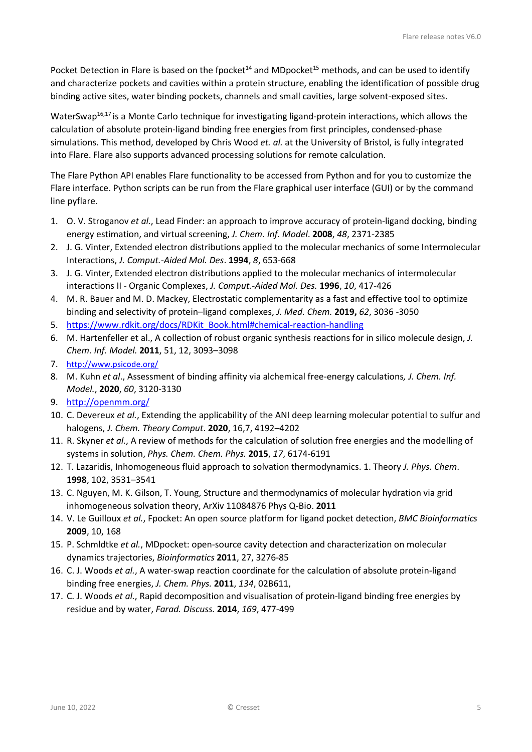Pocket Detection in Flare is based on the fpocket[14] and MDpocket[15] methods, and can be used to identify and characterize pockets and cavities within a protein structure, enabling the identification of possible drug binding active sites, water binding pockets, channels and small cavities, large solvent-exposed sites.

WaterSwap[16,17] is a Monte Carlo technique for investigating ligand-protein interactions, which allows the calculation of absolute protein-ligand binding free energies from first principles, condensed-phase simulations. This method, developed by Chris Wood *et. al.* at the University of Bristol, is fully integrated into Flare. Flare also supports advanced processing solutions for remote calculation.

The Flare Python API enables Flare functionality to be accessed from Python and for you to customize the Flare interface. Python scripts can be run from the Flare graphical user interface (GUI) or by the command line pyflare.

1. O. V. Stroganov *et al.*, Lead Finder: an approach to improve accuracy of protein-ligand docking, binding energy estimation, and virtual screening, *J. Chem. Inf. Model*. **2008**, *48*, 2371-2385
2. J. G. Vinter, Extended electron distributions applied to the molecular mechanics of some Intermolecular Interactions, *J. Comput.-Aided Mol. Des*. **1994**, *8*, 653-668
3. J. G. Vinter, Extended electron distributions applied to the molecular mechanics of intermolecular interactions II - Organic Complexes, *J. Comput.-Aided Mol. Des.* **1996**, *10*, 417-426
4. M. R. Bauer and M. D. Mackey, Electrostatic complementarity as a fast and effective tool to optimize binding and selectivity of protein–ligand complexes, *J. Med. Chem.* **2019,** *62*, 3036 -3050
5. https://www.rdkit.org/docs/RDKit_Book.html#chemical-reaction-handling
6. M. Hartenfeller et al., A collection of robust organic synthesis reactions for in silico molecule design, *J. Chem. Inf. Model.* **2011**, 51, 12, 3093–3098
7. http://www.psicode.org/
8. M. Kuhn *et al*., Assessment of binding affinity via alchemical free-energy calculations*, J. Chem. Inf. Model.*, **2020**, *60*, 3120-3130
9. http://openmm.org/
10. C. Devereux *et al.*, Extending the applicability of the ANI deep learning molecular potential to sulfur and halogens, *J. Chem. Theory Comput*. **2020**, 16,7, 4192–4202
11. R. Skyner *et al.*, A review of methods for the calculation of solution free energies and the modelling of systems in solution, *Phys. Chem. Chem. Phys.* **2015**, *17*, 6174-6191
12. T. Lazaridis, Inhomogeneous fluid approach to solvation thermodynamics. 1. Theory *J. Phys. Chem*. **1998**, 102, 3531–3541
13. C. Nguyen, M. K. Gilson, T. Young, Structure and thermodynamics of molecular hydration via grid inhomogeneous solvation theory, ArXiv 11084876 Phys Q-Bio. **2011**
14. V. Le Guilloux *et al.*, Fpocket: An open source platform for ligand pocket detection, *BMC Bioinformatics* **2009**, 10, 168
15. P. Schmldtke *et al.*, MDpocket: open-source cavity detection and characterization on molecular dynamics trajectories, *Bioinformatics* **2011**, 27, 3276-85
16. C. J. Woods *et al.*, A water-swap reaction coordinate for the calculation of absolute protein-ligand binding free energies, *J. Chem. Phys.* **2011**, *134*, 02B611,
17. C. J. Woods *et al.*, Rapid decomposition and visualisation of protein-ligand binding free energies by residue and by water, *Farad. Discuss.* **2014**, *169*, 477-499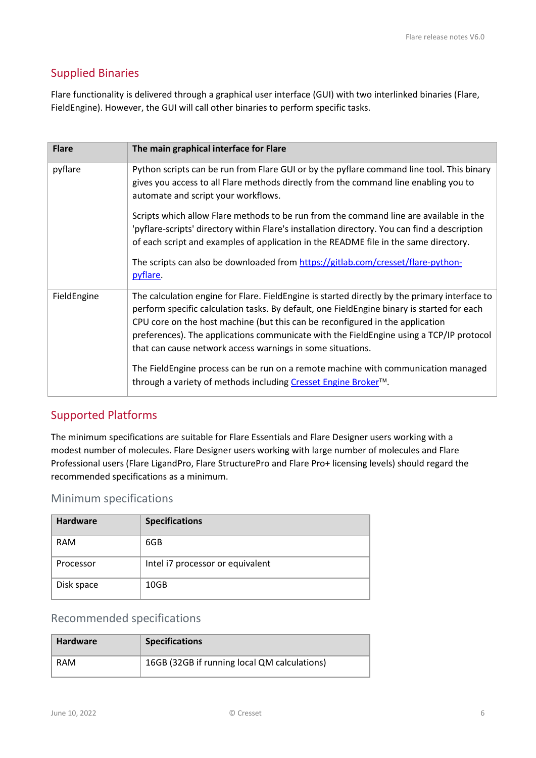## Supplied Binaries

Flare functionality is delivered through a graphical user interface (GUI) with two interlinked binaries (Flare, FieldEngine). However, the GUI will call other binaries to perform specific tasks.

| Flare | The main graphical interface for Flare |
|---|---|
| pyflare | Python scripts can be run from Flare GUI or by the pyflare command line tool. This binary gives you access to all Flare methods directly from the command line enabling you to automate and script your workflows.<br><br>Scripts which allow Flare methods to be run from the command line are available in the 'pyflare-scripts' directory within Flare's installation directory. You can find a description of each script and examples of application in the README file in the same directory.<br><br>The scripts can also be downloaded from [https://gitlab.com/cresset/flare-python-pyflare](https://gitlab.com/cresset/flare-python-pyflare). |
| FieldEngine | The calculation engine for Flare. FieldEngine is started directly by the primary interface to perform specific calculation tasks. By default, one FieldEngine binary is started for each CPU core on the host machine (but this can be reconfigured in the application preferences). The applications communicate with the FieldEngine using a TCP/IP protocol that can cause network access warnings in some situations.<br><br>The FieldEngine process can be run on a remote machine with communication managed through a variety of methods including Cresset Engine Broker™. |

## Supported Platforms

The minimum specifications are suitable for Flare Essentials and Flare Designer users working with a modest number of molecules. Flare Designer users working with large number of molecules and Flare Professional users (Flare LigandPro, Flare StructurePro and Flare Pro+ licensing levels) should regard the recommended specifications as a minimum.

### Minimum specifications

| Hardware | Specifications |
|---|---|
| RAM | 6GB |
| Processor | Intel i7 processor or equivalent |
| Disk space | 10GB |

### Recommended specifications

| Hardware | Specifications |
|---|---|
| RAM | 16GB (32GB if running local QM calculations) |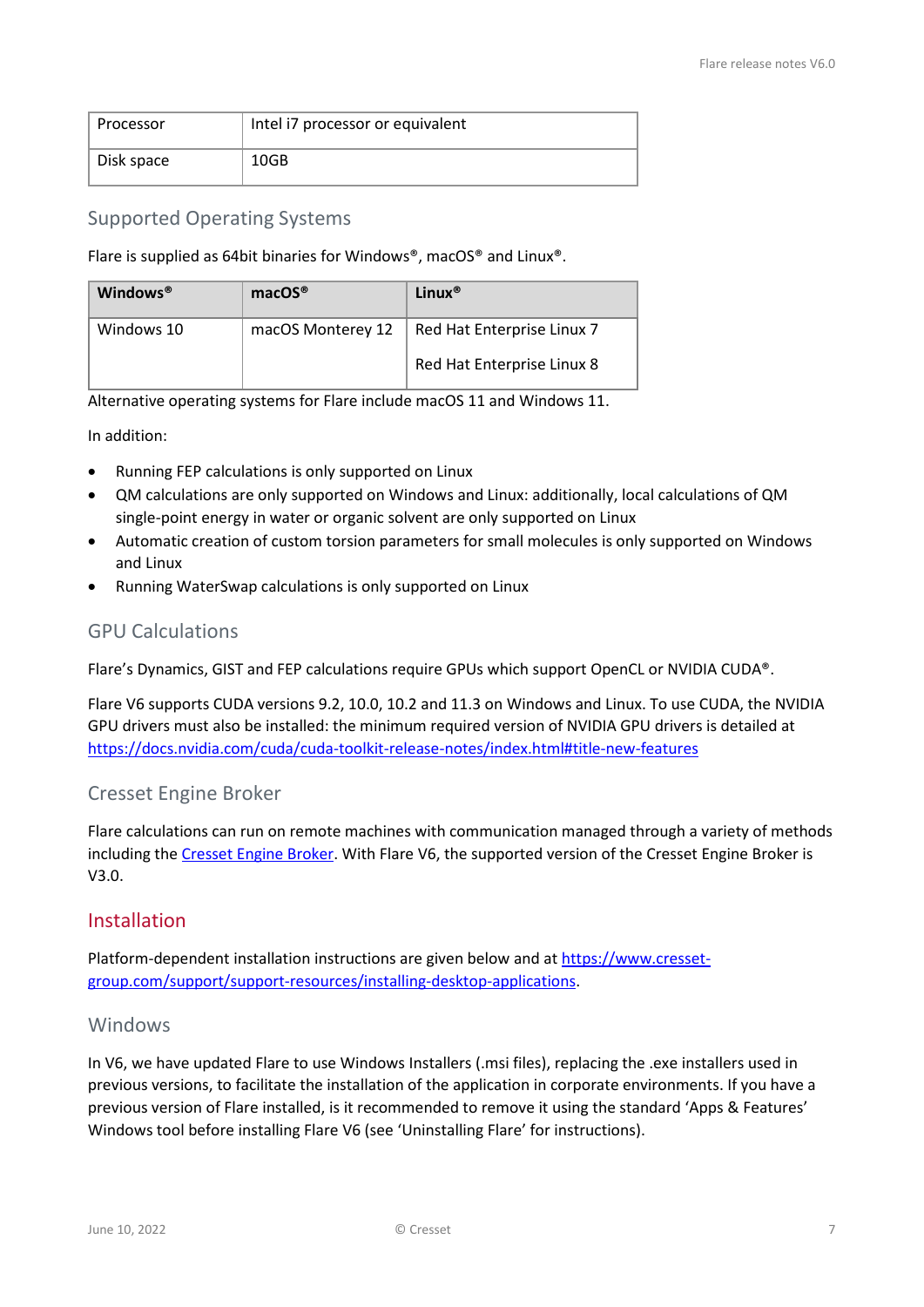| Processor | Intel i7 processor or equivalent |
| --- | --- |
| Disk space | 10GB |

## Supported Operating Systems

Flare is supplied as 64bit binaries for Windows®, macOS® and Linux®.

| **Windows®** | **macOS®** | **Linux®** |
| --- | --- | --- |
| Windows 10 | macOS Monterey 12 | Red Hat Enterprise Linux 7<br>Red Hat Enterprise Linux 8 |

Alternative operating systems for Flare include macOS 11 and Windows 11.

In addition:

- Running FEP calculations is only supported on Linux
- QM calculations are only supported on Windows and Linux: additionally, local calculations of QM single-point energy in water or organic solvent are only supported on Linux
- Automatic creation of custom torsion parameters for small molecules is only supported on Windows and Linux
- Running WaterSwap calculations is only supported on Linux

## GPU Calculations

Flare's Dynamics, GIST and FEP calculations require GPUs which support OpenCL or NVIDIA CUDA®.

Flare V6 supports CUDA versions 9.2, 10.0, 10.2 and 11.3 on Windows and Linux. To use CUDA, the NVIDIA GPU drivers must also be installed: the minimum required version of NVIDIA GPU drivers is detailed at https://docs.nvidia.com/cuda/cuda-toolkit-release-notes/index.html#title-new-features

## Cresset Engine Broker

Flare calculations can run on remote machines with communication managed through a variety of methods including the Cresset Engine Broker. With Flare V6, the supported version of the Cresset Engine Broker is V3.0.

# Installation

Platform-dependent installation instructions are given below and at https://www.cresset-group.com/support/support-resources/installing-desktop-applications.

## Windows

In V6, we have updated Flare to use Windows Installers (.msi files), replacing the .exe installers used in previous versions, to facilitate the installation of the application in corporate environments. If you have a previous version of Flare installed, is it recommended to remove it using the standard 'Apps & Features' Windows tool before installing Flare V6 (see 'Uninstalling Flare' for instructions).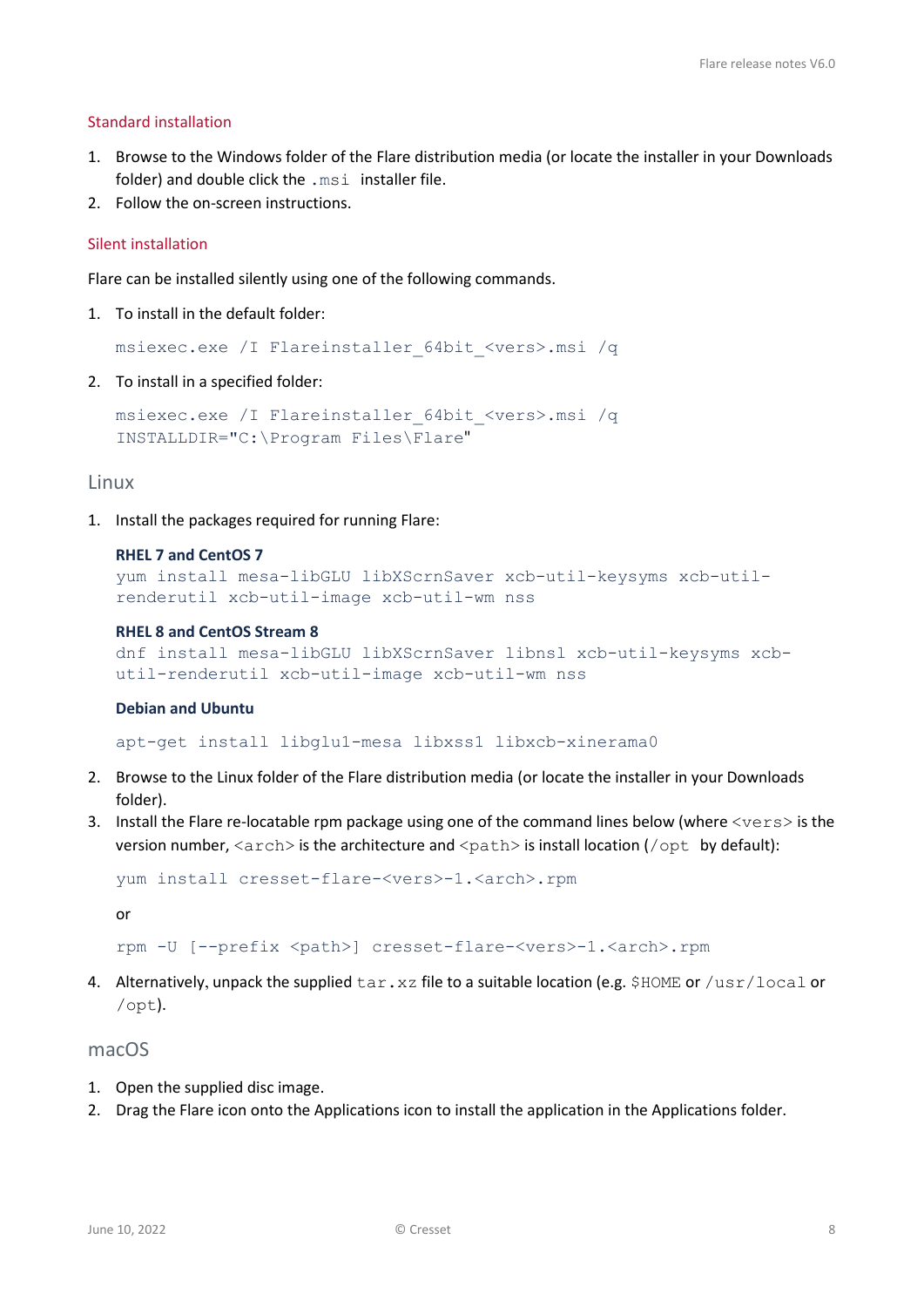### Standard installation

1. Browse to the Windows folder of the Flare distribution media (or locate the installer in your Downloads folder) and double click the `.msi` installer file.
2. Follow the on-screen instructions.

### Silent installation

Flare can be installed silently using one of the following commands.

1. To install in the default folder:

   ```
   msiexec.exe /I Flareinstaller_64bit_<vers>.msi /q
   ```

2. To install in a specified folder:

   ```
   msiexec.exe /I Flareinstaller_64bit_<vers>.msi /q
   INSTALLDIR="C:\Program Files\Flare"
   ```

## Linux

1. Install the packages required for running Flare:

   **RHEL 7 and CentOS 7**

   ```
   yum install mesa-libGLU libXScrnSaver xcb-util-keysyms xcb-util-renderutil xcb-util-image xcb-util-wm nss
   ```

   **RHEL 8 and CentOS Stream 8**

   ```
   dnf install mesa-libGLU libXScrnSaver libnsl xcb-util-keysyms xcb-util-renderutil xcb-util-image xcb-util-wm nss
   ```

   **Debian and Ubuntu**

   ```
   apt-get install libglu1-mesa libxss1 libxcb-xinerama0
   ```

2. Browse to the Linux folder of the Flare distribution media (or locate the installer in your Downloads folder).
3. Install the Flare re-locatable rpm package using one of the command lines below (where `<vers>` is the version number, `<arch>` is the architecture and `<path>` is install location (`/opt` by default):

   ```
   yum install cresset-flare-<vers>-1.<arch>.rpm
   ```

   or

   ```
   rpm -U [--prefix <path>] cresset-flare-<vers>-1.<arch>.rpm
   ```

4. Alternatively, unpack the supplied `tar.xz` file to a suitable location (e.g. `$HOME` or `/usr/local` or `/opt`).

## macOS

1. Open the supplied disc image.
2. Drag the Flare icon onto the Applications icon to install the application in the Applications folder.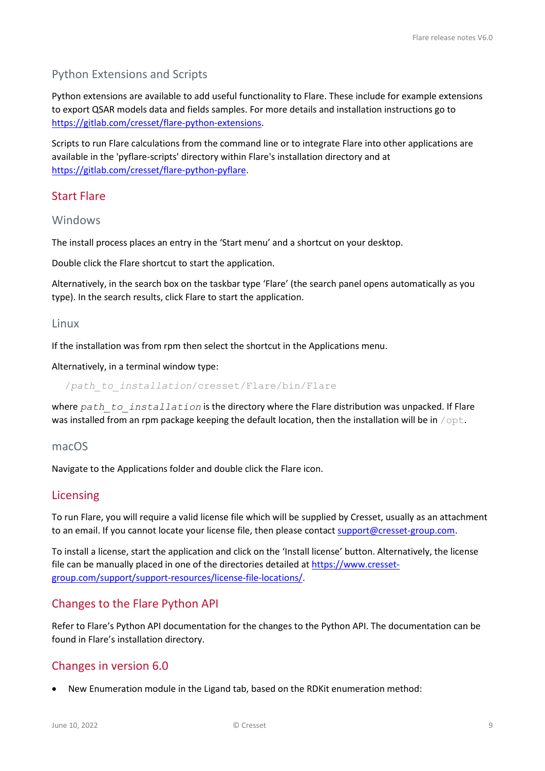### Python Extensions and Scripts

Python extensions are available to add useful functionality to Flare. These include for example extensions to export QSAR models data and fields samples. For more details and installation instructions go to https://gitlab.com/cresset/flare-python-extensions.

Scripts to run Flare calculations from the command line or to integrate Flare into other applications are available in the 'pyflare-scripts' directory within Flare's installation directory and at https://gitlab.com/cresset/flare-python-pyflare.

## Start Flare

### Windows

The install process places an entry in the 'Start menu' and a shortcut on your desktop.

Double click the Flare shortcut to start the application.

Alternatively, in the search box on the taskbar type 'Flare' (the search panel opens automatically as you type). In the search results, click Flare to start the application.

### Linux

If the installation was from rpm then select the shortcut in the Applications menu.

Alternatively, in a terminal window type:

```
/path_to_installation/cresset/Flare/bin/Flare
```

where `path_to_installation` is the directory where the Flare distribution was unpacked. If Flare was installed from an rpm package keeping the default location, then the installation will be in `/opt`.

### macOS

Navigate to the Applications folder and double click the Flare icon.

## Licensing

To run Flare, you will require a valid license file which will be supplied by Cresset, usually as an attachment to an email. If you cannot locate your license file, then please contact support@cresset-group.com.

To install a license, start the application and click on the 'Install license' button. Alternatively, the license file can be manually placed in one of the directories detailed at https://www.cresset-group.com/support/support-resources/license-file-locations/.

## Changes to the Flare Python API

Refer to Flare's Python API documentation for the changes to the Python API. The documentation can be found in Flare's installation directory.

## Changes in version 6.0

- New Enumeration module in the Ligand tab, based on the RDKit enumeration method: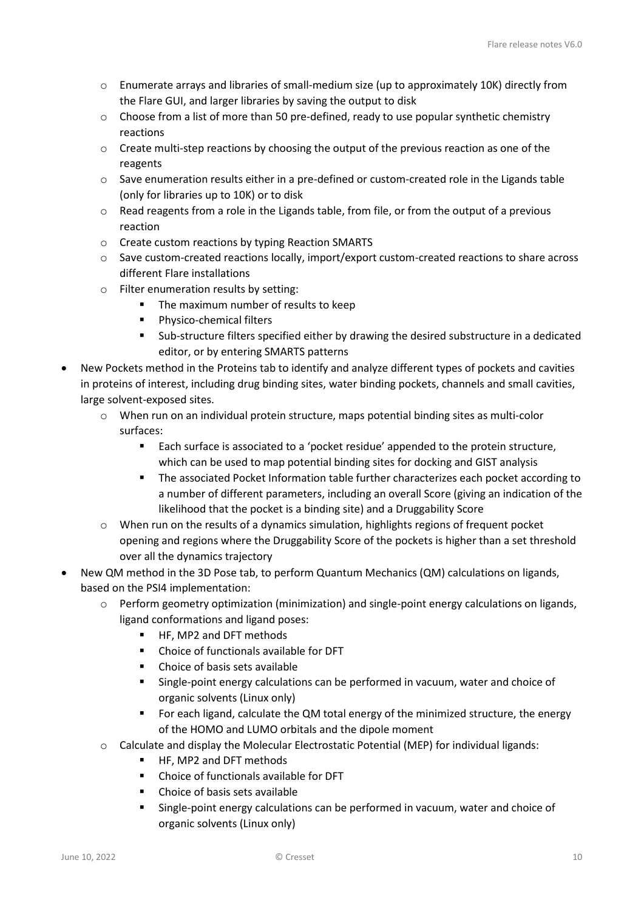- Enumerate arrays and libraries of small-medium size (up to approximately 10K) directly from the Flare GUI, and larger libraries by saving the output to disk
   - Choose from a list of more than 50 pre-defined, ready to use popular synthetic chemistry reactions
   - Create multi-step reactions by choosing the output of the previous reaction as one of the reagents
   - Save enumeration results either in a pre-defined or custom-created role in the Ligands table (only for libraries up to 10K) or to disk
   - Read reagents from a role in the Ligands table, from file, or from the output of a previous reaction
   - Create custom reactions by typing Reaction SMARTS
   - Save custom-created reactions locally, import/export custom-created reactions to share across different Flare installations
   - Filter enumeration results by setting:
     - The maximum number of results to keep
     - Physico-chemical filters
     - Sub-structure filters specified either by drawing the desired substructure in a dedicated editor, or by entering SMARTS patterns
- New Pockets method in the Proteins tab to identify and analyze different types of pockets and cavities in proteins of interest, including drug binding sites, water binding pockets, channels and small cavities, large solvent-exposed sites.
   - When run on an individual protein structure, maps potential binding sites as multi-color surfaces:
     - Each surface is associated to a 'pocket residue' appended to the protein structure, which can be used to map potential binding sites for docking and GIST analysis
     - The associated Pocket Information table further characterizes each pocket according to a number of different parameters, including an overall Score (giving an indication of the likelihood that the pocket is a binding site) and a Druggability Score
   - When run on the results of a dynamics simulation, highlights regions of frequent pocket opening and regions where the Druggability Score of the pockets is higher than a set threshold over all the dynamics trajectory
- New QM method in the 3D Pose tab, to perform Quantum Mechanics (QM) calculations on ligands, based on the PSI4 implementation:
   - Perform geometry optimization (minimization) and single-point energy calculations on ligands, ligand conformations and ligand poses:
     - HF, MP2 and DFT methods
     - Choice of functionals available for DFT
     - Choice of basis sets available
     - Single-point energy calculations can be performed in vacuum, water and choice of organic solvents (Linux only)
     - For each ligand, calculate the QM total energy of the minimized structure, the energy of the HOMO and LUMO orbitals and the dipole moment
   - Calculate and display the Molecular Electrostatic Potential (MEP) for individual ligands:
     - HF, MP2 and DFT methods
     - Choice of functionals available for DFT
     - Choice of basis sets available
     - Single-point energy calculations can be performed in vacuum, water and choice of organic solvents (Linux only)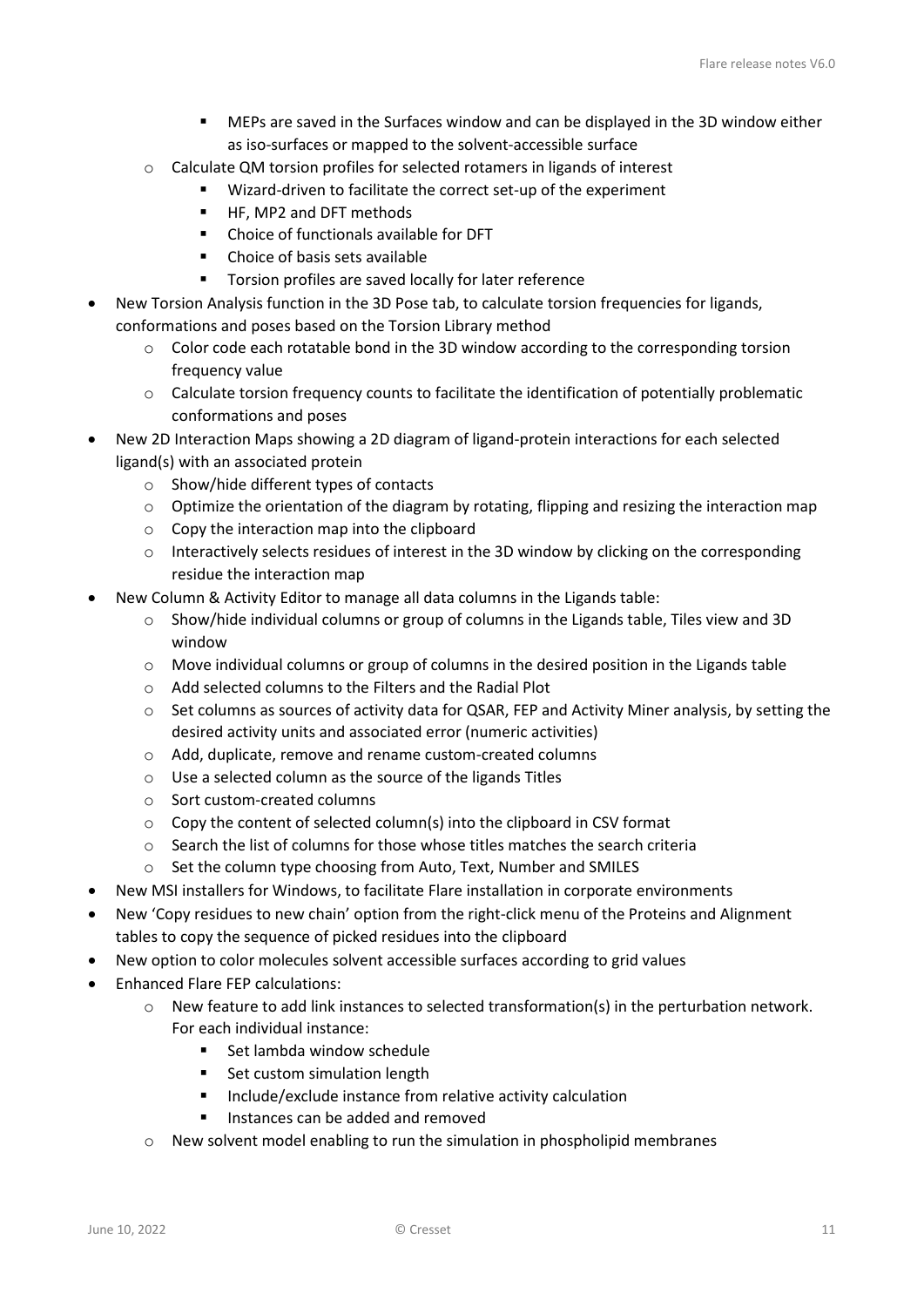- MEPs are saved in the Surfaces window and can be displayed in the 3D window either as iso-surfaces or mapped to the solvent-accessible surface
    - Calculate QM torsion profiles for selected rotamers in ligands of interest
        - Wizard-driven to facilitate the correct set-up of the experiment
        - HF, MP2 and DFT methods
        - Choice of functionals available for DFT
        - Choice of basis sets available
        - Torsion profiles are saved locally for later reference
- New Torsion Analysis function in the 3D Pose tab, to calculate torsion frequencies for ligands, conformations and poses based on the Torsion Library method
    - Color code each rotatable bond in the 3D window according to the corresponding torsion frequency value
    - Calculate torsion frequency counts to facilitate the identification of potentially problematic conformations and poses
- New 2D Interaction Maps showing a 2D diagram of ligand-protein interactions for each selected ligand(s) with an associated protein
    - Show/hide different types of contacts
    - Optimize the orientation of the diagram by rotating, flipping and resizing the interaction map
    - Copy the interaction map into the clipboard
    - Interactively selects residues of interest in the 3D window by clicking on the corresponding residue the interaction map
- New Column & Activity Editor to manage all data columns in the Ligands table:
    - Show/hide individual columns or group of columns in the Ligands table, Tiles view and 3D window
    - Move individual columns or group of columns in the desired position in the Ligands table
    - Add selected columns to the Filters and the Radial Plot
    - Set columns as sources of activity data for QSAR, FEP and Activity Miner analysis, by setting the desired activity units and associated error (numeric activities)
    - Add, duplicate, remove and rename custom-created columns
    - Use a selected column as the source of the ligands Titles
    - Sort custom-created columns
    - Copy the content of selected column(s) into the clipboard in CSV format
    - Search the list of columns for those whose titles matches the search criteria
    - Set the column type choosing from Auto, Text, Number and SMILES
- New MSI installers for Windows, to facilitate Flare installation in corporate environments
- New 'Copy residues to new chain' option from the right-click menu of the Proteins and Alignment tables to copy the sequence of picked residues into the clipboard
- New option to color molecules solvent accessible surfaces according to grid values
- Enhanced Flare FEP calculations:
    - New feature to add link instances to selected transformation(s) in the perturbation network. For each individual instance:
        - Set lambda window schedule
        - Set custom simulation length
        - Include/exclude instance from relative activity calculation
        - Instances can be added and removed
    - New solvent model enabling to run the simulation in phospholipid membranes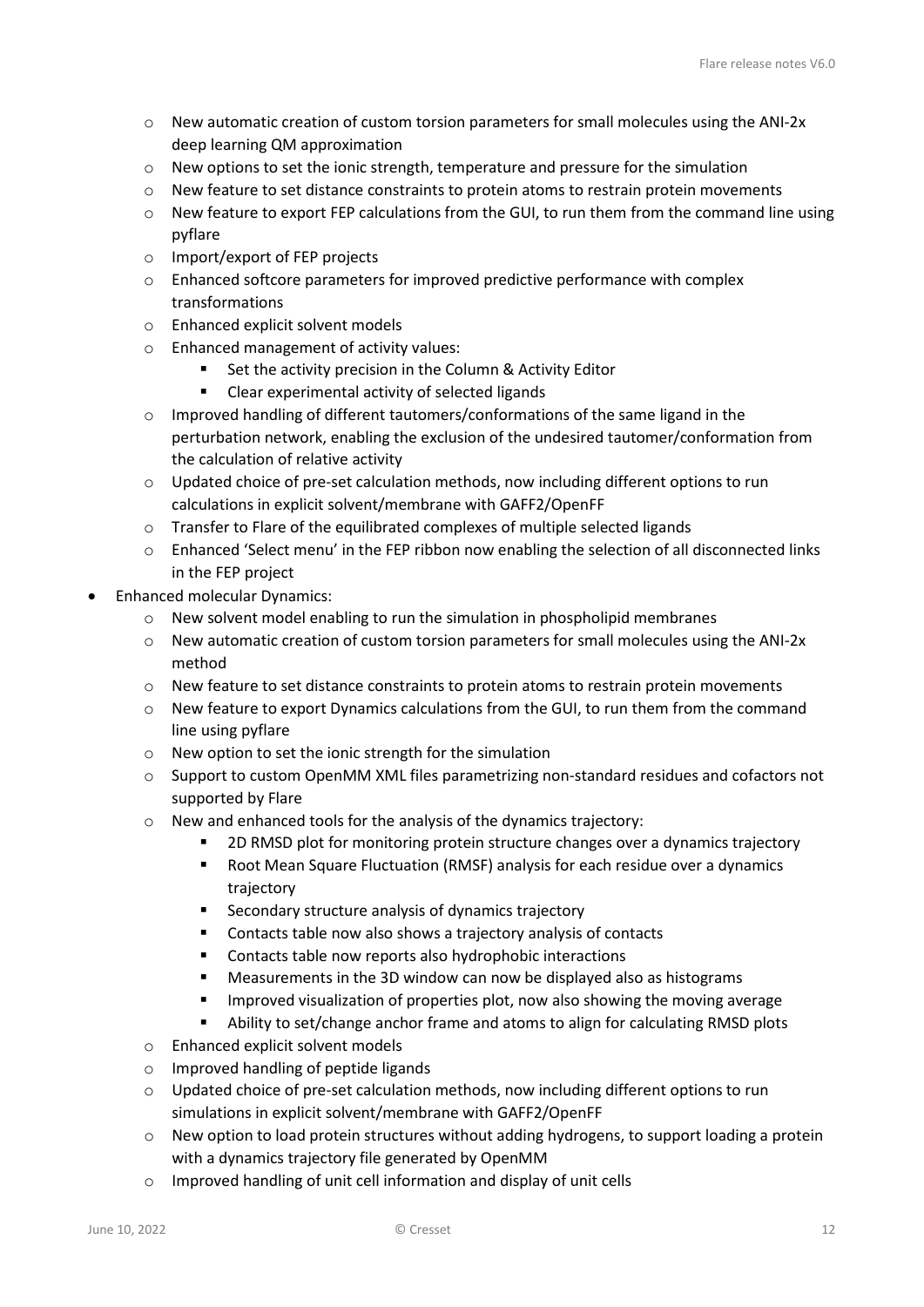- New automatic creation of custom torsion parameters for small molecules using the ANI-2x deep learning QM approximation
    - New options to set the ionic strength, temperature and pressure for the simulation
    - New feature to set distance constraints to protein atoms to restrain protein movements
    - New feature to export FEP calculations from the GUI, to run them from the command line using pyflare
    - Import/export of FEP projects
    - Enhanced softcore parameters for improved predictive performance with complex transformations
    - Enhanced explicit solvent models
    - Enhanced management of activity values:
        - Set the activity precision in the Column & Activity Editor
        - Clear experimental activity of selected ligands
    - Improved handling of different tautomers/conformations of the same ligand in the perturbation network, enabling the exclusion of the undesired tautomer/conformation from the calculation of relative activity
    - Updated choice of pre-set calculation methods, now including different options to run calculations in explicit solvent/membrane with GAFF2/OpenFF
    - Transfer to Flare of the equilibrated complexes of multiple selected ligands
    - Enhanced 'Select menu' in the FEP ribbon now enabling the selection of all disconnected links in the FEP project
- Enhanced molecular Dynamics:
    - New solvent model enabling to run the simulation in phospholipid membranes
    - New automatic creation of custom torsion parameters for small molecules using the ANI-2x method
    - New feature to set distance constraints to protein atoms to restrain protein movements
    - New feature to export Dynamics calculations from the GUI, to run them from the command line using pyflare
    - New option to set the ionic strength for the simulation
    - Support to custom OpenMM XML files parametrizing non-standard residues and cofactors not supported by Flare
    - New and enhanced tools for the analysis of the dynamics trajectory:
        - 2D RMSD plot for monitoring protein structure changes over a dynamics trajectory
        - Root Mean Square Fluctuation (RMSF) analysis for each residue over a dynamics trajectory
        - Secondary structure analysis of dynamics trajectory
        - Contacts table now also shows a trajectory analysis of contacts
        - Contacts table now reports also hydrophobic interactions
        - Measurements in the 3D window can now be displayed also as histograms
        - Improved visualization of properties plot, now also showing the moving average
        - Ability to set/change anchor frame and atoms to align for calculating RMSD plots
    - Enhanced explicit solvent models
    - Improved handling of peptide ligands
    - Updated choice of pre-set calculation methods, now including different options to run simulations in explicit solvent/membrane with GAFF2/OpenFF
    - New option to load protein structures without adding hydrogens, to support loading a protein with a dynamics trajectory file generated by OpenMM
    - Improved handling of unit cell information and display of unit cells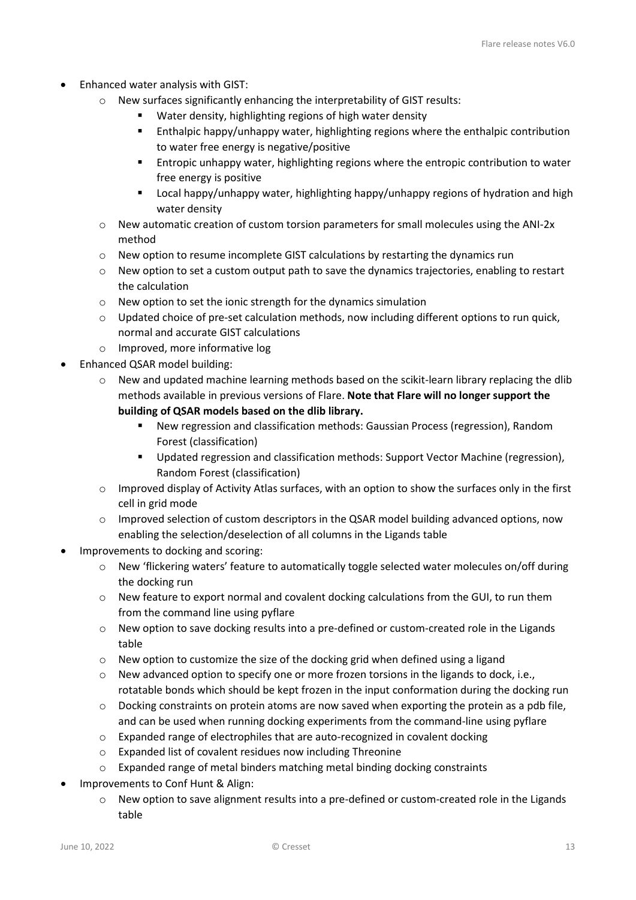- Enhanced water analysis with GIST:
  - New surfaces significantly enhancing the interpretability of GIST results:
    - Water density, highlighting regions of high water density
    - Enthalpic happy/unhappy water, highlighting regions where the enthalpic contribution to water free energy is negative/positive
    - Entropic unhappy water, highlighting regions where the entropic contribution to water free energy is positive
    - Local happy/unhappy water, highlighting happy/unhappy regions of hydration and high water density
  - New automatic creation of custom torsion parameters for small molecules using the ANI-2x method
  - New option to resume incomplete GIST calculations by restarting the dynamics run
  - New option to set a custom output path to save the dynamics trajectories, enabling to restart the calculation
  - New option to set the ionic strength for the dynamics simulation
  - Updated choice of pre-set calculation methods, now including different options to run quick, normal and accurate GIST calculations
  - Improved, more informative log
- Enhanced QSAR model building:
  - New and updated machine learning methods based on the scikit-learn library replacing the dlib methods available in previous versions of Flare. **Note that Flare will no longer support the building of QSAR models based on the dlib library.**
    - New regression and classification methods: Gaussian Process (regression), Random Forest (classification)
    - Updated regression and classification methods: Support Vector Machine (regression), Random Forest (classification)
  - Improved display of Activity Atlas surfaces, with an option to show the surfaces only in the first cell in grid mode
  - Improved selection of custom descriptors in the QSAR model building advanced options, now enabling the selection/deselection of all columns in the Ligands table
- Improvements to docking and scoring:
  - New 'flickering waters' feature to automatically toggle selected water molecules on/off during the docking run
  - New feature to export normal and covalent docking calculations from the GUI, to run them from the command line using pyflare
  - New option to save docking results into a pre-defined or custom-created role in the Ligands table
  - New option to customize the size of the docking grid when defined using a ligand
  - New advanced option to specify one or more frozen torsions in the ligands to dock, i.e., rotatable bonds which should be kept frozen in the input conformation during the docking run
  - Docking constraints on protein atoms are now saved when exporting the protein as a pdb file, and can be used when running docking experiments from the command-line using pyflare
  - Expanded range of electrophiles that are auto-recognized in covalent docking
  - Expanded list of covalent residues now including Threonine
  - Expanded range of metal binders matching metal binding docking constraints
- Improvements to Conf Hunt & Align:
  - New option to save alignment results into a pre-defined or custom-created role in the Ligands table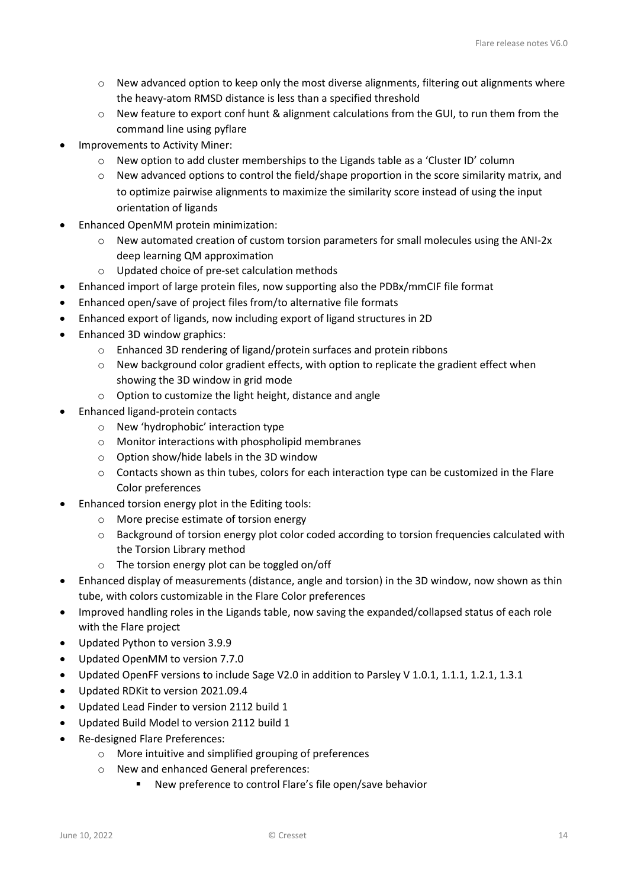- New advanced option to keep only the most diverse alignments, filtering out alignments where the heavy-atom RMSD distance is less than a specified threshold
  - New feature to export conf hunt & alignment calculations from the GUI, to run them from the command line using pyflare
- Improvements to Activity Miner:
  - New option to add cluster memberships to the Ligands table as a 'Cluster ID' column
  - New advanced options to control the field/shape proportion in the score similarity matrix, and to optimize pairwise alignments to maximize the similarity score instead of using the input orientation of ligands
- Enhanced OpenMM protein minimization:
  - New automated creation of custom torsion parameters for small molecules using the ANI-2x deep learning QM approximation
  - Updated choice of pre-set calculation methods
- Enhanced import of large protein files, now supporting also the PDBx/mmCIF file format
- Enhanced open/save of project files from/to alternative file formats
- Enhanced export of ligands, now including export of ligand structures in 2D
- Enhanced 3D window graphics:
  - Enhanced 3D rendering of ligand/protein surfaces and protein ribbons
  - New background color gradient effects, with option to replicate the gradient effect when showing the 3D window in grid mode
  - Option to customize the light height, distance and angle
- Enhanced ligand-protein contacts
  - New 'hydrophobic' interaction type
  - Monitor interactions with phospholipid membranes
  - Option show/hide labels in the 3D window
  - Contacts shown as thin tubes, colors for each interaction type can be customized in the Flare Color preferences
- Enhanced torsion energy plot in the Editing tools:
  - More precise estimate of torsion energy
  - Background of torsion energy plot color coded according to torsion frequencies calculated with the Torsion Library method
  - The torsion energy plot can be toggled on/off
- Enhanced display of measurements (distance, angle and torsion) in the 3D window, now shown as thin tube, with colors customizable in the Flare Color preferences
- Improved handling roles in the Ligands table, now saving the expanded/collapsed status of each role with the Flare project
- Updated Python to version 3.9.9
- Updated OpenMM to version 7.7.0
- Updated OpenFF versions to include Sage V2.0 in addition to Parsley V 1.0.1, 1.1.1, 1.2.1, 1.3.1
- Updated RDKit to version 2021.09.4
- Updated Lead Finder to version 2112 build 1
- Updated Build Model to version 2112 build 1
- Re-designed Flare Preferences:
  - More intuitive and simplified grouping of preferences
  - New and enhanced General preferences:
    - New preference to control Flare's file open/save behavior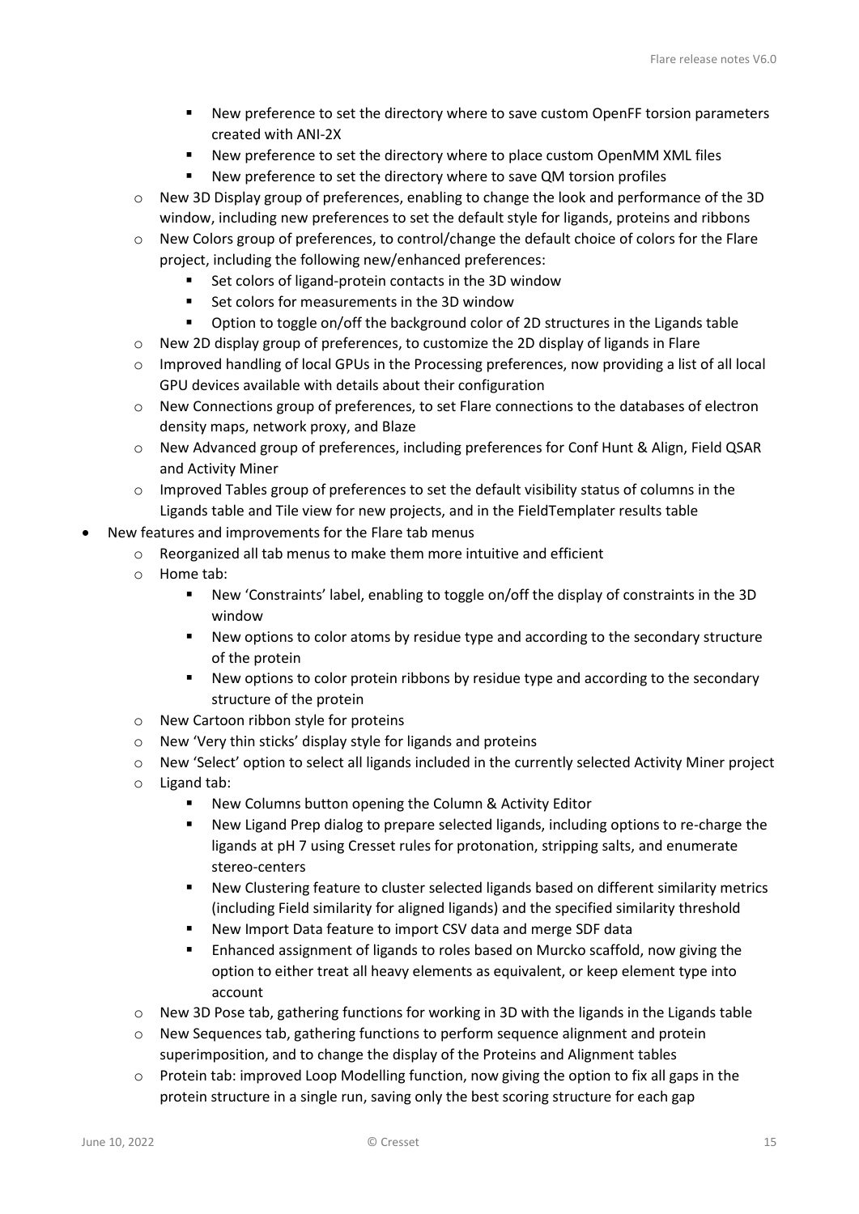- New preference to set the directory where to save custom OpenFF torsion parameters created with ANI-2X
        - New preference to set the directory where to place custom OpenMM XML files
        - New preference to set the directory where to save QM torsion profiles
    - New 3D Display group of preferences, enabling to change the look and performance of the 3D window, including new preferences to set the default style for ligands, proteins and ribbons
    - New Colors group of preferences, to control/change the default choice of colors for the Flare project, including the following new/enhanced preferences:
        - Set colors of ligand-protein contacts in the 3D window
        - Set colors for measurements in the 3D window
        - Option to toggle on/off the background color of 2D structures in the Ligands table
    - New 2D display group of preferences, to customize the 2D display of ligands in Flare
    - Improved handling of local GPUs in the Processing preferences, now providing a list of all local GPU devices available with details about their configuration
    - New Connections group of preferences, to set Flare connections to the databases of electron density maps, network proxy, and Blaze
    - New Advanced group of preferences, including preferences for Conf Hunt & Align, Field QSAR and Activity Miner
    - Improved Tables group of preferences to set the default visibility status of columns in the Ligands table and Tile view for new projects, and in the FieldTemplater results table
- New features and improvements for the Flare tab menus
    - Reorganized all tab menus to make them more intuitive and efficient
    - Home tab:
        - New 'Constraints' label, enabling to toggle on/off the display of constraints in the 3D window
        - New options to color atoms by residue type and according to the secondary structure of the protein
        - New options to color protein ribbons by residue type and according to the secondary structure of the protein
    - New Cartoon ribbon style for proteins
    - New 'Very thin sticks' display style for ligands and proteins
    - New 'Select' option to select all ligands included in the currently selected Activity Miner project
    - Ligand tab:
        - New Columns button opening the Column & Activity Editor
        - New Ligand Prep dialog to prepare selected ligands, including options to re-charge the ligands at pH 7 using Cresset rules for protonation, stripping salts, and enumerate stereo-centers
        - New Clustering feature to cluster selected ligands based on different similarity metrics (including Field similarity for aligned ligands) and the specified similarity threshold
        - New Import Data feature to import CSV data and merge SDF data
        - Enhanced assignment of ligands to roles based on Murcko scaffold, now giving the option to either treat all heavy elements as equivalent, or keep element type into account
    - New 3D Pose tab, gathering functions for working in 3D with the ligands in the Ligands table
    - New Sequences tab, gathering functions to perform sequence alignment and protein superimposition, and to change the display of the Proteins and Alignment tables
    - Protein tab: improved Loop Modelling function, now giving the option to fix all gaps in the protein structure in a single run, saving only the best scoring structure for each gap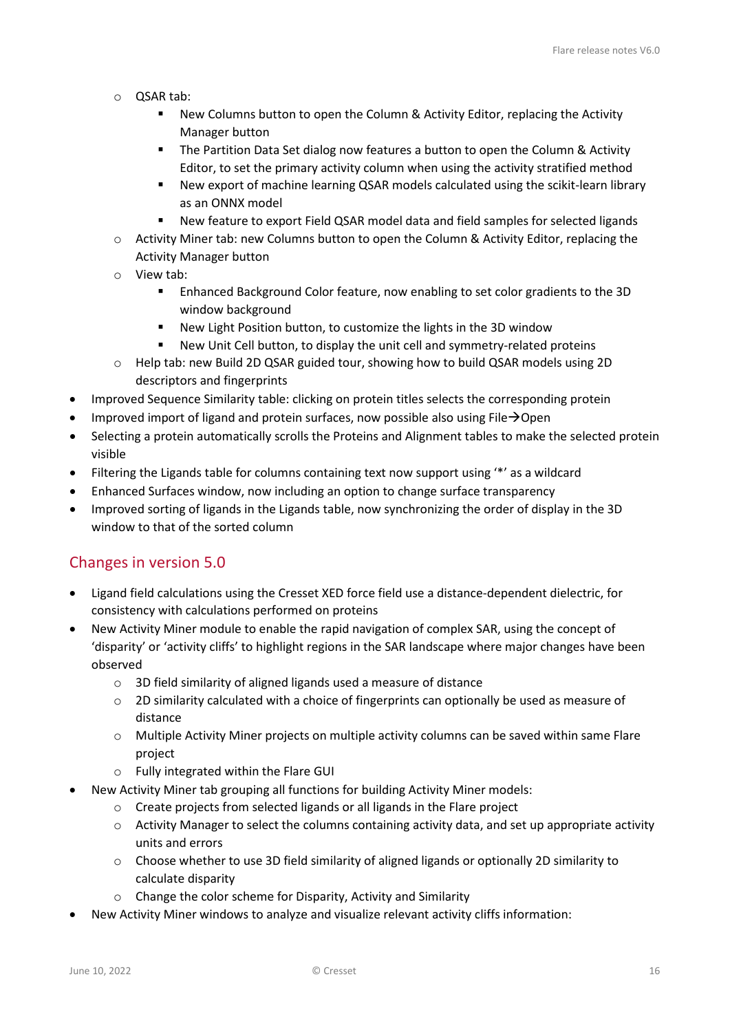- QSAR tab:
    - New Columns button to open the Column & Activity Editor, replacing the Activity Manager button
    - The Partition Data Set dialog now features a button to open the Column & Activity Editor, to set the primary activity column when using the activity stratified method
    - New export of machine learning QSAR models calculated using the scikit-learn library as an ONNX model
    - New feature to export Field QSAR model data and field samples for selected ligands
  - Activity Miner tab: new Columns button to open the Column & Activity Editor, replacing the Activity Manager button
  - View tab:
    - Enhanced Background Color feature, now enabling to set color gradients to the 3D window background
    - New Light Position button, to customize the lights in the 3D window
    - New Unit Cell button, to display the unit cell and symmetry-related proteins
  - Help tab: new Build 2D QSAR guided tour, showing how to build QSAR models using 2D descriptors and fingerprints
- Improved Sequence Similarity table: clicking on protein titles selects the corresponding protein
- Improved import of ligand and protein surfaces, now possible also using File→Open
- Selecting a protein automatically scrolls the Proteins and Alignment tables to make the selected protein visible
- Filtering the Ligands table for columns containing text now support using '*' as a wildcard
- Enhanced Surfaces window, now including an option to change surface transparency
- Improved sorting of ligands in the Ligands table, now synchronizing the order of display in the 3D window to that of the sorted column

## Changes in version 5.0

- Ligand field calculations using the Cresset XED force field use a distance-dependent dielectric, for consistency with calculations performed on proteins
- New Activity Miner module to enable the rapid navigation of complex SAR, using the concept of 'disparity' or 'activity cliffs' to highlight regions in the SAR landscape where major changes have been observed
  - 3D field similarity of aligned ligands used a measure of distance
  - 2D similarity calculated with a choice of fingerprints can optionally be used as measure of distance
  - Multiple Activity Miner projects on multiple activity columns can be saved within same Flare project
  - Fully integrated within the Flare GUI
- New Activity Miner tab grouping all functions for building Activity Miner models:
  - Create projects from selected ligands or all ligands in the Flare project
  - Activity Manager to select the columns containing activity data, and set up appropriate activity units and errors
  - Choose whether to use 3D field similarity of aligned ligands or optionally 2D similarity to calculate disparity
  - Change the color scheme for Disparity, Activity and Similarity
- New Activity Miner windows to analyze and visualize relevant activity cliffs information: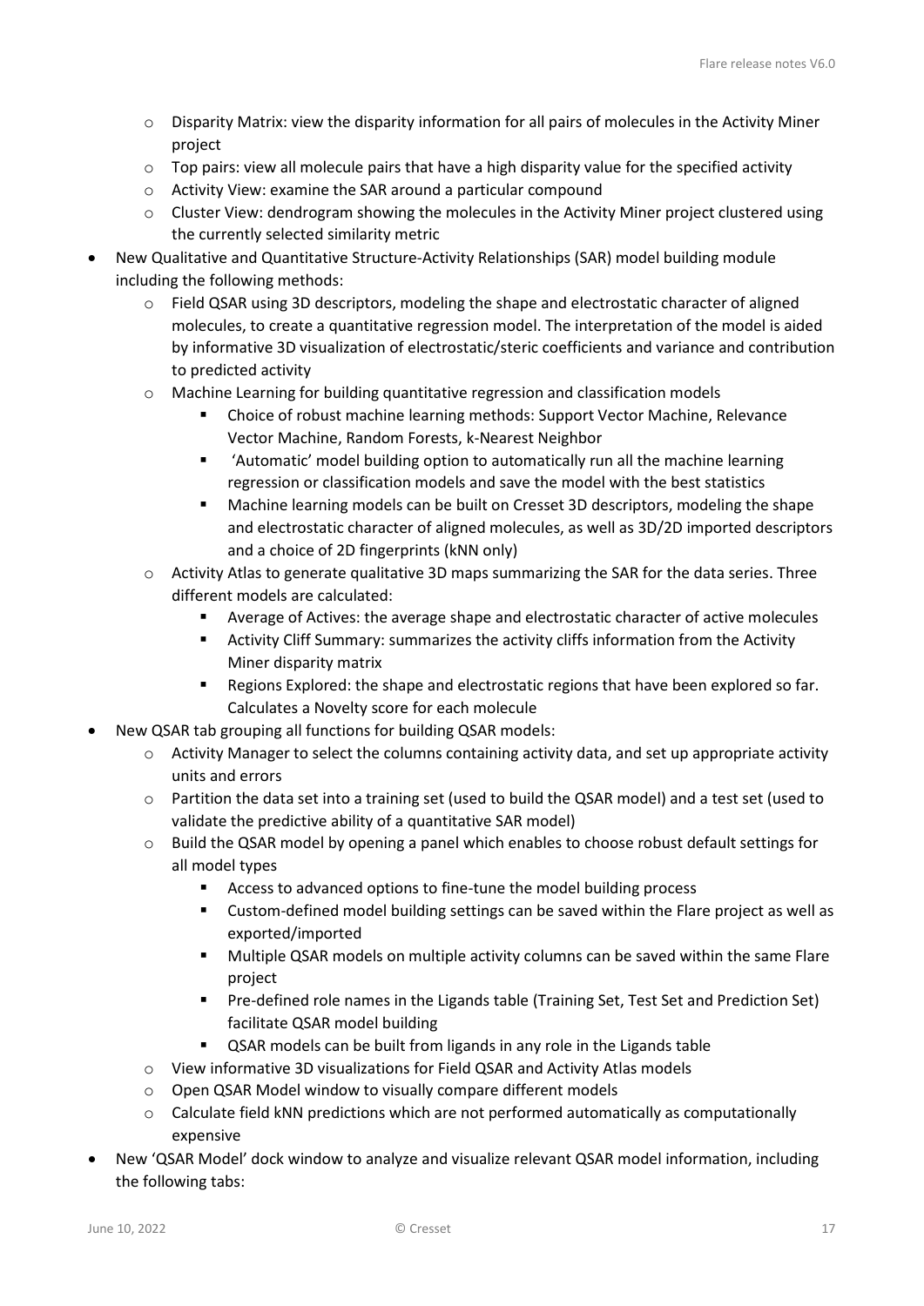- Disparity Matrix: view the disparity information for all pairs of molecules in the Activity Miner project
  - Top pairs: view all molecule pairs that have a high disparity value for the specified activity
  - Activity View: examine the SAR around a particular compound
  - Cluster View: dendrogram showing the molecules in the Activity Miner project clustered using the currently selected similarity metric
- New Qualitative and Quantitative Structure-Activity Relationships (SAR) model building module including the following methods:
  - Field QSAR using 3D descriptors, modeling the shape and electrostatic character of aligned molecules, to create a quantitative regression model. The interpretation of the model is aided by informative 3D visualization of electrostatic/steric coefficients and variance and contribution to predicted activity
  - Machine Learning for building quantitative regression and classification models
    - Choice of robust machine learning methods: Support Vector Machine, Relevance Vector Machine, Random Forests, k-Nearest Neighbor
    - 'Automatic' model building option to automatically run all the machine learning regression or classification models and save the model with the best statistics
    - Machine learning models can be built on Cresset 3D descriptors, modeling the shape and electrostatic character of aligned molecules, as well as 3D/2D imported descriptors and a choice of 2D fingerprints (kNN only)
  - Activity Atlas to generate qualitative 3D maps summarizing the SAR for the data series. Three different models are calculated:
    - Average of Actives: the average shape and electrostatic character of active molecules
    - Activity Cliff Summary: summarizes the activity cliffs information from the Activity Miner disparity matrix
    - Regions Explored: the shape and electrostatic regions that have been explored so far. Calculates a Novelty score for each molecule
- New QSAR tab grouping all functions for building QSAR models:
  - Activity Manager to select the columns containing activity data, and set up appropriate activity units and errors
  - Partition the data set into a training set (used to build the QSAR model) and a test set (used to validate the predictive ability of a quantitative SAR model)
  - Build the QSAR model by opening a panel which enables to choose robust default settings for all model types
    - Access to advanced options to fine-tune the model building process
    - Custom-defined model building settings can be saved within the Flare project as well as exported/imported
    - Multiple QSAR models on multiple activity columns can be saved within the same Flare project
    - Pre-defined role names in the Ligands table (Training Set, Test Set and Prediction Set) facilitate QSAR model building
    - QSAR models can be built from ligands in any role in the Ligands table
  - View informative 3D visualizations for Field QSAR and Activity Atlas models
  - Open QSAR Model window to visually compare different models
  - Calculate field kNN predictions which are not performed automatically as computationally expensive
- New 'QSAR Model' dock window to analyze and visualize relevant QSAR model information, including the following tabs: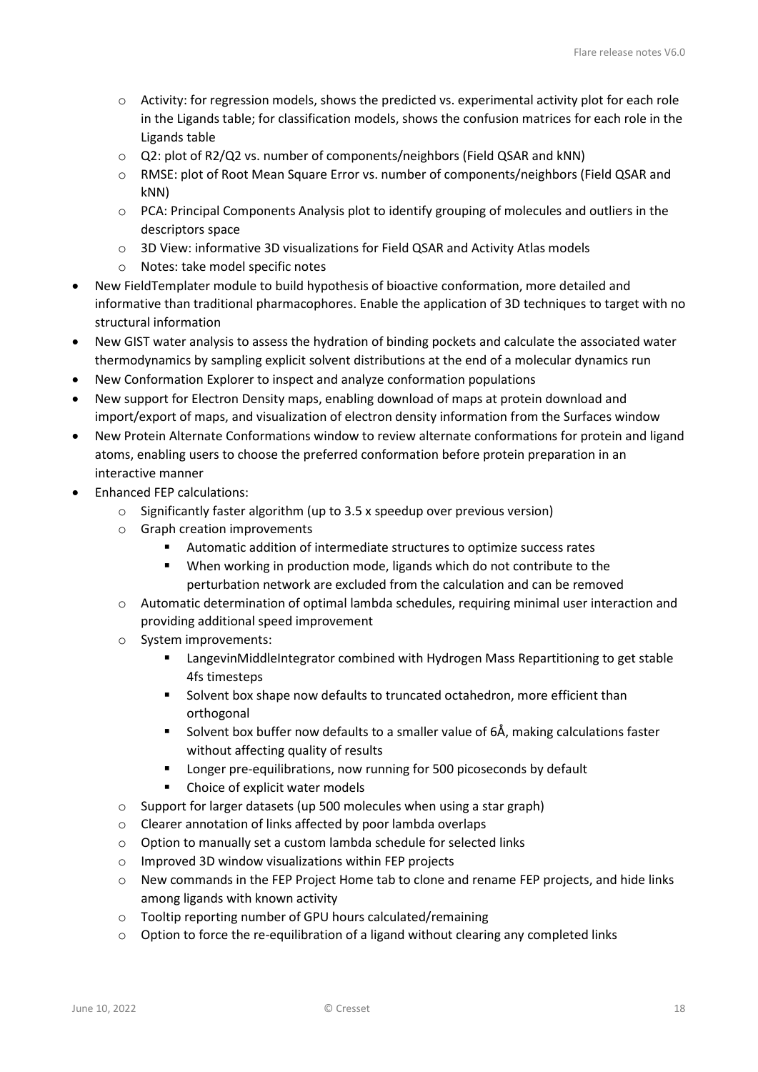- Activity: for regression models, shows the predicted vs. experimental activity plot for each role in the Ligands table; for classification models, shows the confusion matrices for each role in the Ligands table
  - Q2: plot of R2/Q2 vs. number of components/neighbors (Field QSAR and kNN)
  - RMSE: plot of Root Mean Square Error vs. number of components/neighbors (Field QSAR and kNN)
  - PCA: Principal Components Analysis plot to identify grouping of molecules and outliers in the descriptors space
  - 3D View: informative 3D visualizations for Field QSAR and Activity Atlas models
  - Notes: take model specific notes
- New FieldTemplater module to build hypothesis of bioactive conformation, more detailed and informative than traditional pharmacophores. Enable the application of 3D techniques to target with no structural information
- New GIST water analysis to assess the hydration of binding pockets and calculate the associated water thermodynamics by sampling explicit solvent distributions at the end of a molecular dynamics run
- New Conformation Explorer to inspect and analyze conformation populations
- New support for Electron Density maps, enabling download of maps at protein download and import/export of maps, and visualization of electron density information from the Surfaces window
- New Protein Alternate Conformations window to review alternate conformations for protein and ligand atoms, enabling users to choose the preferred conformation before protein preparation in an interactive manner
- Enhanced FEP calculations:
  - Significantly faster algorithm (up to 3.5 x speedup over previous version)
  - Graph creation improvements
    - Automatic addition of intermediate structures to optimize success rates
    - When working in production mode, ligands which do not contribute to the perturbation network are excluded from the calculation and can be removed
  - Automatic determination of optimal lambda schedules, requiring minimal user interaction and providing additional speed improvement
  - System improvements:
    - LangevinMiddleIntegrator combined with Hydrogen Mass Repartitioning to get stable 4fs timesteps
    - Solvent box shape now defaults to truncated octahedron, more efficient than orthogonal
    - Solvent box buffer now defaults to a smaller value of 6Å, making calculations faster without affecting quality of results
    - Longer pre-equilibrations, now running for 500 picoseconds by default
    - Choice of explicit water models
  - Support for larger datasets (up 500 molecules when using a star graph)
  - Clearer annotation of links affected by poor lambda overlaps
  - Option to manually set a custom lambda schedule for selected links
  - Improved 3D window visualizations within FEP projects
  - New commands in the FEP Project Home tab to clone and rename FEP projects, and hide links among ligands with known activity
  - Tooltip reporting number of GPU hours calculated/remaining
  - Option to force the re-equilibration of a ligand without clearing any completed links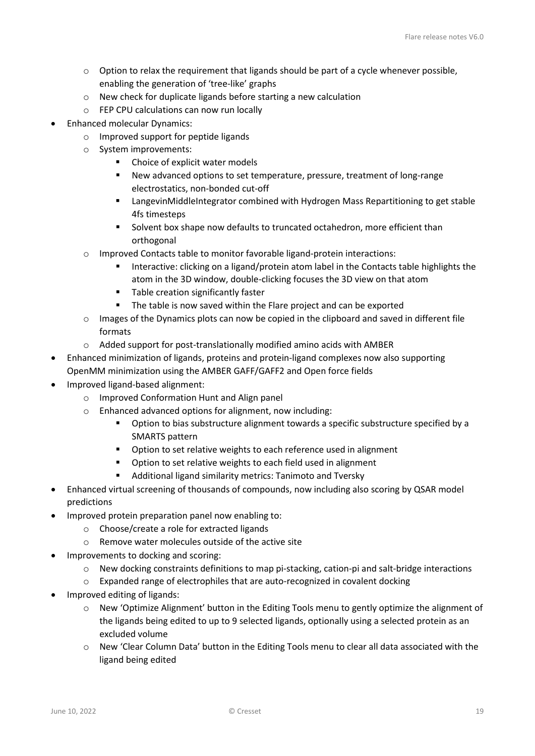- Option to relax the requirement that ligands should be part of a cycle whenever possible, enabling the generation of 'tree-like' graphs
    - New check for duplicate ligands before starting a new calculation
    - FEP CPU calculations can now run locally
- Enhanced molecular Dynamics:
    - Improved support for peptide ligands
    - System improvements:
        - Choice of explicit water models
        - New advanced options to set temperature, pressure, treatment of long-range electrostatics, non-bonded cut-off
        - LangevinMiddleIntegrator combined with Hydrogen Mass Repartitioning to get stable 4fs timesteps
        - Solvent box shape now defaults to truncated octahedron, more efficient than orthogonal
    - Improved Contacts table to monitor favorable ligand-protein interactions:
        - Interactive: clicking on a ligand/protein atom label in the Contacts table highlights the atom in the 3D window, double-clicking focuses the 3D view on that atom
        - Table creation significantly faster
        - The table is now saved within the Flare project and can be exported
    - Images of the Dynamics plots can now be copied in the clipboard and saved in different file formats
    - Added support for post-translationally modified amino acids with AMBER
- Enhanced minimization of ligands, proteins and protein-ligand complexes now also supporting OpenMM minimization using the AMBER GAFF/GAFF2 and Open force fields
- Improved ligand-based alignment:
    - Improved Conformation Hunt and Align panel
    - Enhanced advanced options for alignment, now including:
        - Option to bias substructure alignment towards a specific substructure specified by a SMARTS pattern
        - Option to set relative weights to each reference used in alignment
        - Option to set relative weights to each field used in alignment
        - Additional ligand similarity metrics: Tanimoto and Tversky
- Enhanced virtual screening of thousands of compounds, now including also scoring by QSAR model predictions
- Improved protein preparation panel now enabling to:
    - Choose/create a role for extracted ligands
    - Remove water molecules outside of the active site
- Improvements to docking and scoring:
    - New docking constraints definitions to map pi-stacking, cation-pi and salt-bridge interactions
    - Expanded range of electrophiles that are auto-recognized in covalent docking
- Improved editing of ligands:
    - New 'Optimize Alignment' button in the Editing Tools menu to gently optimize the alignment of the ligands being edited to up to 9 selected ligands, optionally using a selected protein as an excluded volume
    - New 'Clear Column Data' button in the Editing Tools menu to clear all data associated with the ligand being edited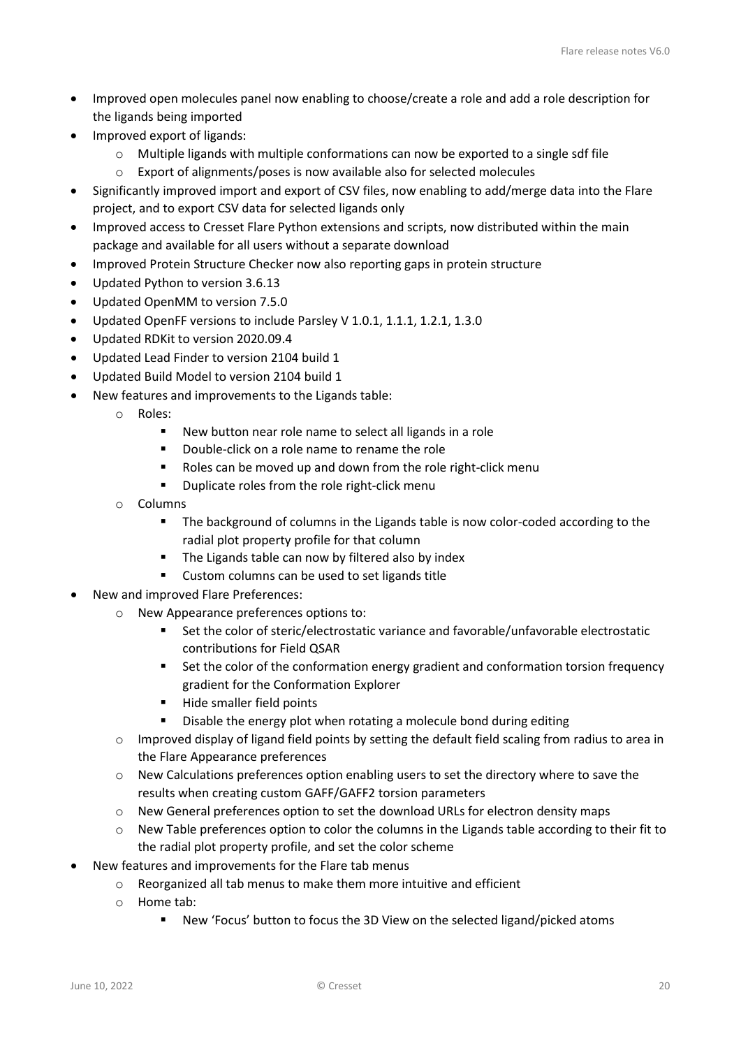- Improved open molecules panel now enabling to choose/create a role and add a role description for the ligands being imported
- Improved export of ligands:
  - Multiple ligands with multiple conformations can now be exported to a single sdf file
  - Export of alignments/poses is now available also for selected molecules
- Significantly improved import and export of CSV files, now enabling to add/merge data into the Flare project, and to export CSV data for selected ligands only
- Improved access to Cresset Flare Python extensions and scripts, now distributed within the main package and available for all users without a separate download
- Improved Protein Structure Checker now also reporting gaps in protein structure
- Updated Python to version 3.6.13
- Updated OpenMM to version 7.5.0
- Updated OpenFF versions to include Parsley V 1.0.1, 1.1.1, 1.2.1, 1.3.0
- Updated RDKit to version 2020.09.4
- Updated Lead Finder to version 2104 build 1
- Updated Build Model to version 2104 build 1
- New features and improvements to the Ligands table:
  - Roles:
    - New button near role name to select all ligands in a role
    - Double-click on a role name to rename the role
    - Roles can be moved up and down from the role right-click menu
    - Duplicate roles from the role right-click menu
  - Columns
    - The background of columns in the Ligands table is now color-coded according to the radial plot property profile for that column
    - The Ligands table can now by filtered also by index
    - Custom columns can be used to set ligands title
- New and improved Flare Preferences:
  - New Appearance preferences options to:
    - Set the color of steric/electrostatic variance and favorable/unfavorable electrostatic contributions for Field QSAR
    - Set the color of the conformation energy gradient and conformation torsion frequency gradient for the Conformation Explorer
    - Hide smaller field points
    - Disable the energy plot when rotating a molecule bond during editing
  - Improved display of ligand field points by setting the default field scaling from radius to area in the Flare Appearance preferences
  - New Calculations preferences option enabling users to set the directory where to save the results when creating custom GAFF/GAFF2 torsion parameters
  - New General preferences option to set the download URLs for electron density maps
  - New Table preferences option to color the columns in the Ligands table according to their fit to the radial plot property profile, and set the color scheme
- New features and improvements for the Flare tab menus
  - Reorganized all tab menus to make them more intuitive and efficient
  - Home tab:
    - New 'Focus' button to focus the 3D View on the selected ligand/picked atoms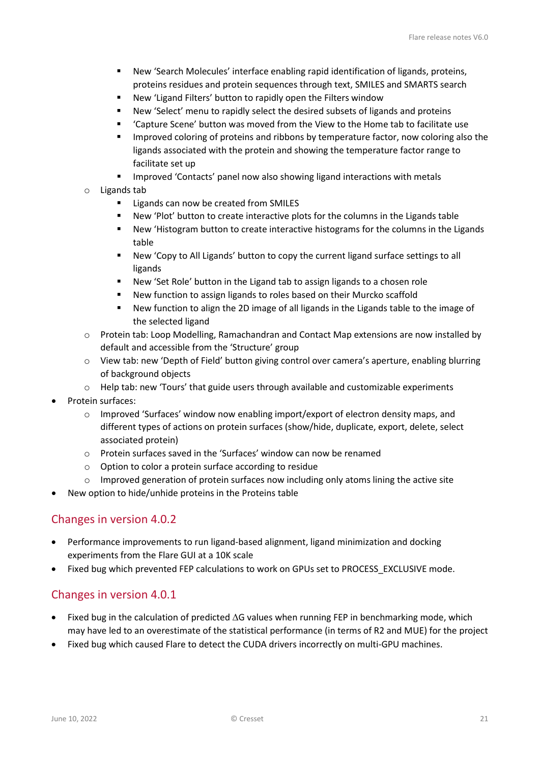- New 'Search Molecules' interface enabling rapid identification of ligands, proteins, proteins residues and protein sequences through text, SMILES and SMARTS search
        - New 'Ligand Filters' button to rapidly open the Filters window
        - New 'Select' menu to rapidly select the desired subsets of ligands and proteins
        - 'Capture Scene' button was moved from the View to the Home tab to facilitate use
        - Improved coloring of proteins and ribbons by temperature factor, now coloring also the ligands associated with the protein and showing the temperature factor range to facilitate set up
        - Improved 'Contacts' panel now also showing ligand interactions with metals
    - Ligands tab
        - Ligands can now be created from SMILES
        - New 'Plot' button to create interactive plots for the columns in the Ligands table
        - New 'Histogram button to create interactive histograms for the columns in the Ligands table
        - New 'Copy to All Ligands' button to copy the current ligand surface settings to all ligands
        - New 'Set Role' button in the Ligand tab to assign ligands to a chosen role
        - New function to assign ligands to roles based on their Murcko scaffold
        - New function to align the 2D image of all ligands in the Ligands table to the image of the selected ligand
    - Protein tab: Loop Modelling, Ramachandran and Contact Map extensions are now installed by default and accessible from the 'Structure' group
    - View tab: new 'Depth of Field' button giving control over camera's aperture, enabling blurring of background objects
    - Help tab: new 'Tours' that guide users through available and customizable experiments
- Protein surfaces:
    - Improved 'Surfaces' window now enabling import/export of electron density maps, and different types of actions on protein surfaces (show/hide, duplicate, export, delete, select associated protein)
    - Protein surfaces saved in the 'Surfaces' window can now be renamed
    - Option to color a protein surface according to residue
    - Improved generation of protein surfaces now including only atoms lining the active site
- New option to hide/unhide proteins in the Proteins table

## Changes in version 4.0.2

- Performance improvements to run ligand-based alignment, ligand minimization and docking experiments from the Flare GUI at a 10K scale
- Fixed bug which prevented FEP calculations to work on GPUs set to PROCESS_EXCLUSIVE mode.

## Changes in version 4.0.1

- Fixed bug in the calculation of predicted $\Delta G$ values when running FEP in benchmarking mode, which may have led to an overestimate of the statistical performance (in terms of $R^2$ and MUE) for the project
- Fixed bug which caused Flare to detect the CUDA drivers incorrectly on multi-GPU machines.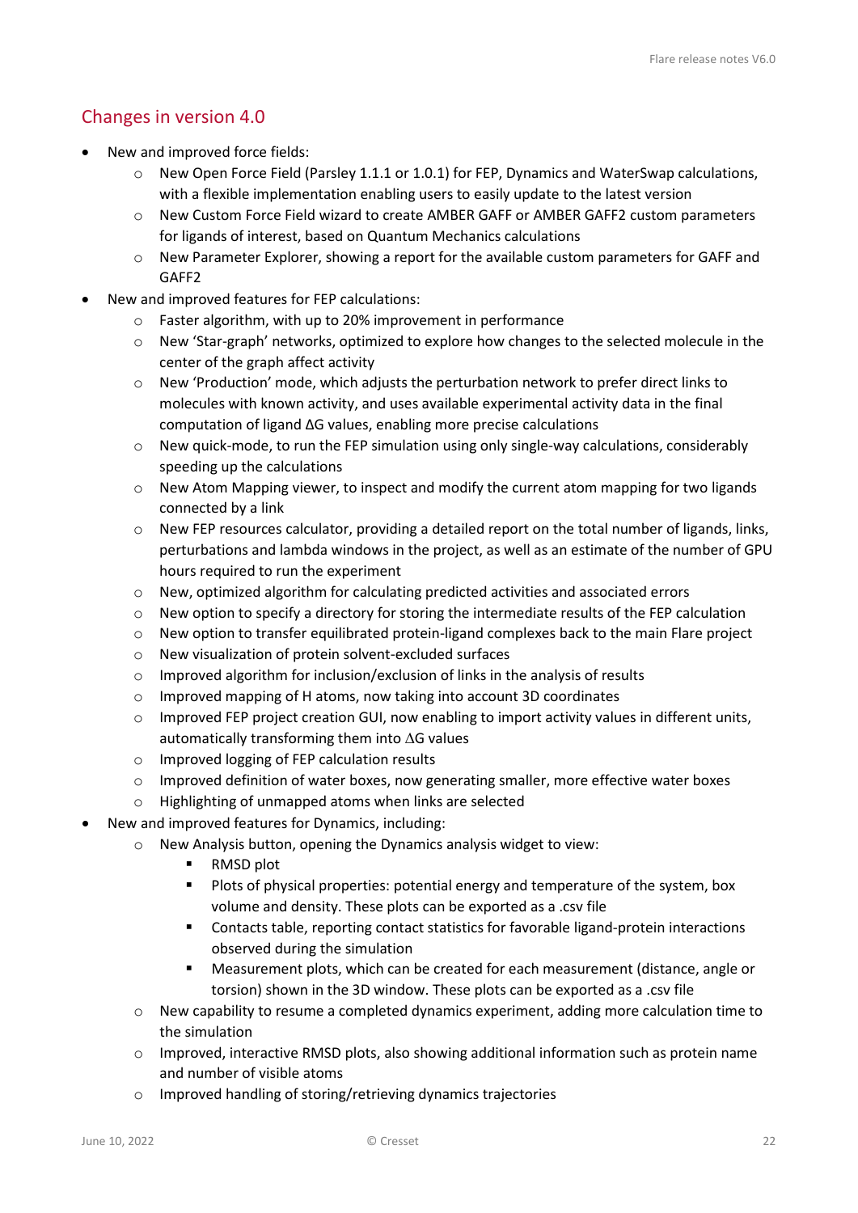## Changes in version 4.0

- New and improved force fields:
    - New Open Force Field (Parsley 1.1.1 or 1.0.1) for FEP, Dynamics and WaterSwap calculations, with a flexible implementation enabling users to easily update to the latest version
    - New Custom Force Field wizard to create AMBER GAFF or AMBER GAFF2 custom parameters for ligands of interest, based on Quantum Mechanics calculations
    - New Parameter Explorer, showing a report for the available custom parameters for GAFF and GAFF2
- New and improved features for FEP calculations:
    - Faster algorithm, with up to 20% improvement in performance
    - New 'Star-graph' networks, optimized to explore how changes to the selected molecule in the center of the graph affect activity
    - New 'Production' mode, which adjusts the perturbation network to prefer direct links to molecules with known activity, and uses available experimental activity data in the final computation of ligand ΔG values, enabling more precise calculations
    - New quick-mode, to run the FEP simulation using only single-way calculations, considerably speeding up the calculations
    - New Atom Mapping viewer, to inspect and modify the current atom mapping for two ligands connected by a link
    - New FEP resources calculator, providing a detailed report on the total number of ligands, links, perturbations and lambda windows in the project, as well as an estimate of the number of GPU hours required to run the experiment
    - New, optimized algorithm for calculating predicted activities and associated errors
    - New option to specify a directory for storing the intermediate results of the FEP calculation
    - New option to transfer equilibrated protein-ligand complexes back to the main Flare project
    - New visualization of protein solvent-excluded surfaces
    - Improved algorithm for inclusion/exclusion of links in the analysis of results
    - Improved mapping of H atoms, now taking into account 3D coordinates
    - Improved FEP project creation GUI, now enabling to import activity values in different units, automatically transforming them into ΔG values
    - Improved logging of FEP calculation results
    - Improved definition of water boxes, now generating smaller, more effective water boxes
    - Highlighting of unmapped atoms when links are selected
- New and improved features for Dynamics, including:
    - New Analysis button, opening the Dynamics analysis widget to view:
        - RMSD plot
        - Plots of physical properties: potential energy and temperature of the system, box volume and density. These plots can be exported as a .csv file
        - Contacts table, reporting contact statistics for favorable ligand-protein interactions observed during the simulation
        - Measurement plots, which can be created for each measurement (distance, angle or torsion) shown in the 3D window. These plots can be exported as a .csv file
    - New capability to resume a completed dynamics experiment, adding more calculation time to the simulation
    - Improved, interactive RMSD plots, also showing additional information such as protein name and number of visible atoms
    - Improved handling of storing/retrieving dynamics trajectories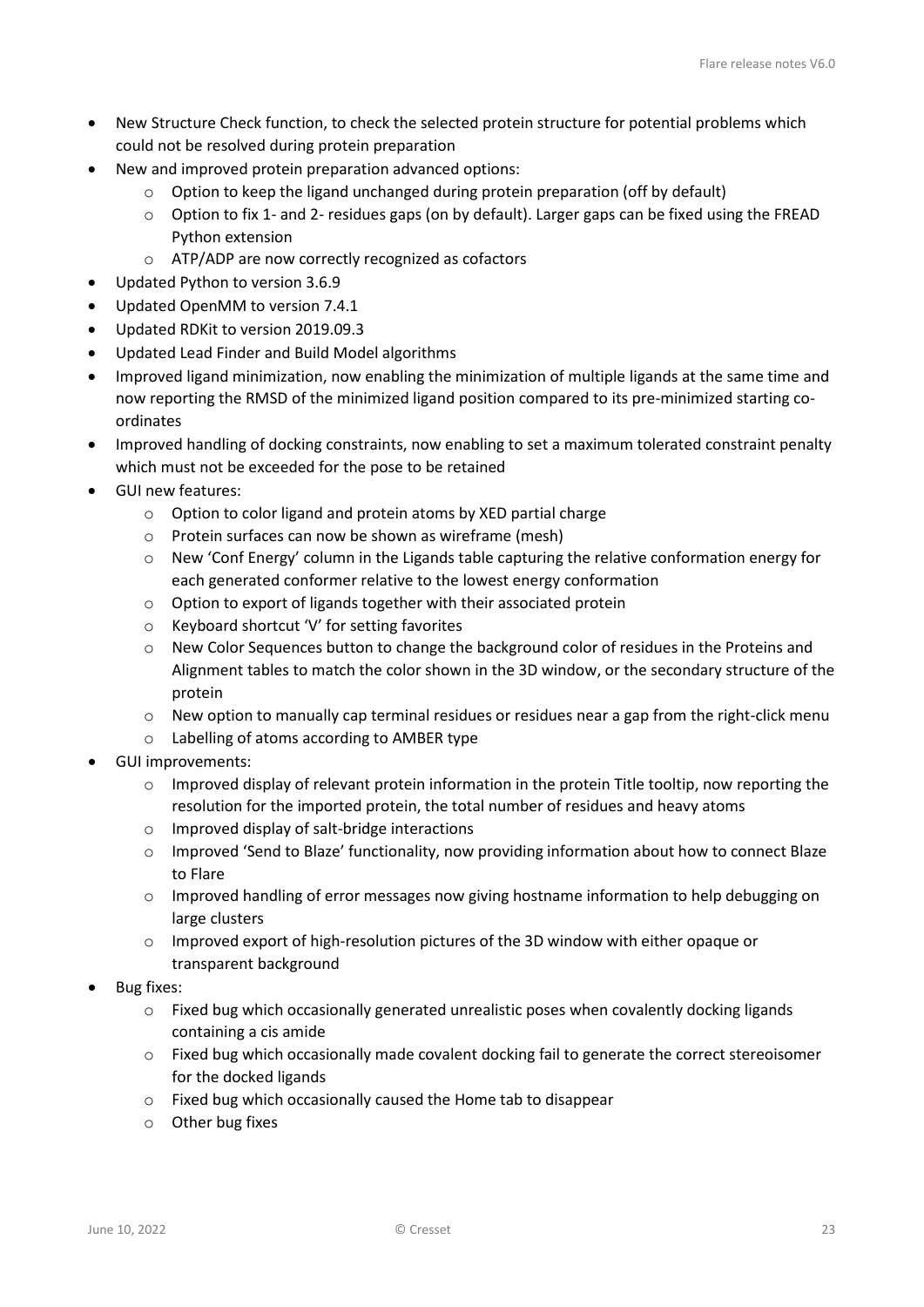- New Structure Check function, to check the selected protein structure for potential problems which could not be resolved during protein preparation
- New and improved protein preparation advanced options:
  - Option to keep the ligand unchanged during protein preparation (off by default)
  - Option to fix 1- and 2- residues gaps (on by default). Larger gaps can be fixed using the FREAD Python extension
  - ATP/ADP are now correctly recognized as cofactors
- Updated Python to version 3.6.9
- Updated OpenMM to version 7.4.1
- Updated RDKit to version 2019.09.3
- Updated Lead Finder and Build Model algorithms
- Improved ligand minimization, now enabling the minimization of multiple ligands at the same time and now reporting the RMSD of the minimized ligand position compared to its pre-minimized starting co-ordinates
- Improved handling of docking constraints, now enabling to set a maximum tolerated constraint penalty which must not be exceeded for the pose to be retained
- GUI new features:
  - Option to color ligand and protein atoms by XED partial charge
  - Protein surfaces can now be shown as wireframe (mesh)
  - New 'Conf Energy' column in the Ligands table capturing the relative conformation energy for each generated conformer relative to the lowest energy conformation
  - Option to export of ligands together with their associated protein
  - Keyboard shortcut 'V' for setting favorites
  - New Color Sequences button to change the background color of residues in the Proteins and Alignment tables to match the color shown in the 3D window, or the secondary structure of the protein
  - New option to manually cap terminal residues or residues near a gap from the right-click menu
  - Labelling of atoms according to AMBER type
- GUI improvements:
  - Improved display of relevant protein information in the protein Title tooltip, now reporting the resolution for the imported protein, the total number of residues and heavy atoms
  - Improved display of salt-bridge interactions
  - Improved 'Send to Blaze' functionality, now providing information about how to connect Blaze to Flare
  - Improved handling of error messages now giving hostname information to help debugging on large clusters
  - Improved export of high-resolution pictures of the 3D window with either opaque or transparent background
- Bug fixes:
  - Fixed bug which occasionally generated unrealistic poses when covalently docking ligands containing a cis amide
  - Fixed bug which occasionally made covalent docking fail to generate the correct stereoisomer for the docked ligands
  - Fixed bug which occasionally caused the Home tab to disappear
  - Other bug fixes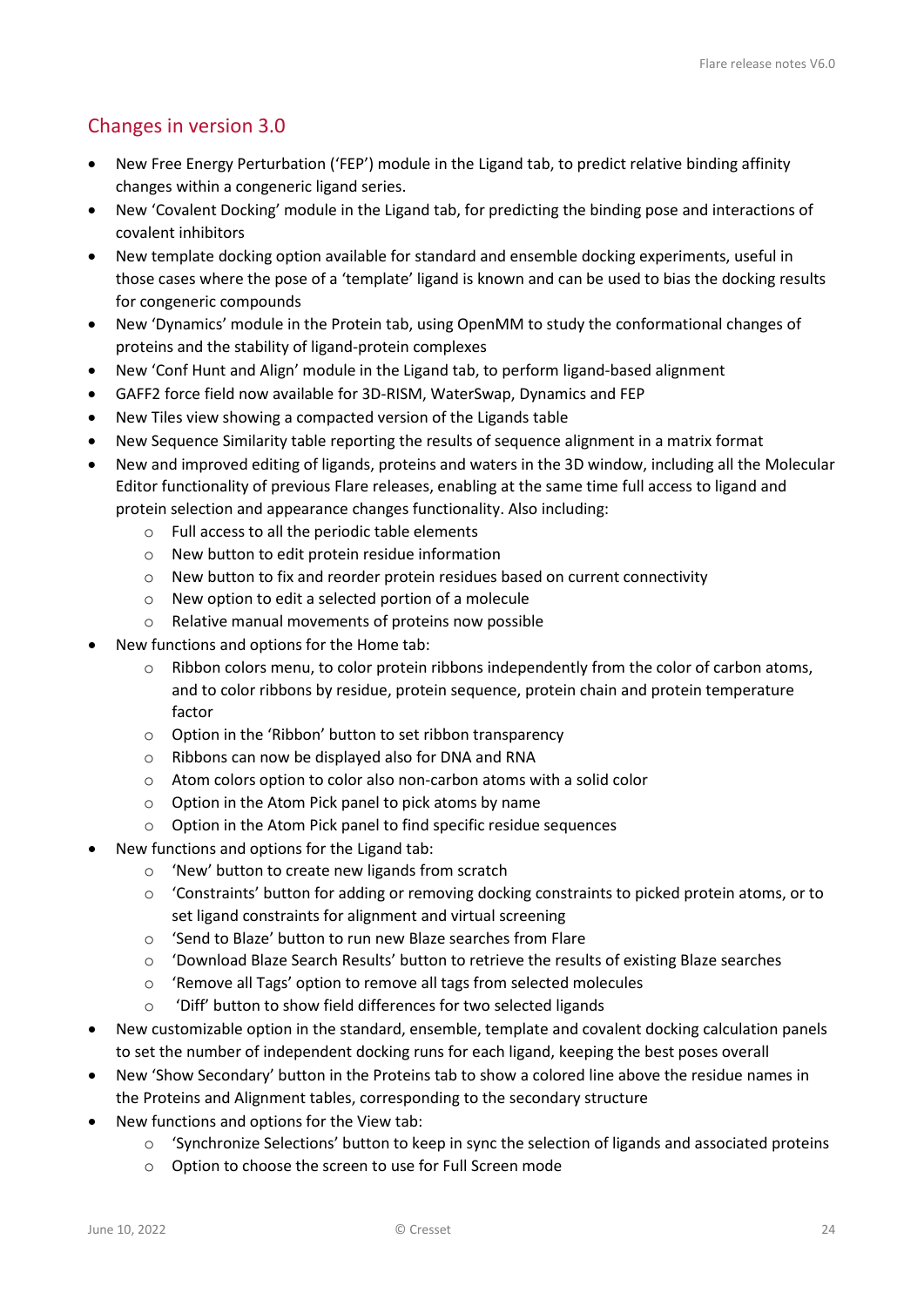## Changes in version 3.0

- New Free Energy Perturbation ('FEP') module in the Ligand tab, to predict relative binding affinity changes within a congeneric ligand series.
- New 'Covalent Docking' module in the Ligand tab, for predicting the binding pose and interactions of covalent inhibitors
- New template docking option available for standard and ensemble docking experiments, useful in those cases where the pose of a 'template' ligand is known and can be used to bias the docking results for congeneric compounds
- New 'Dynamics' module in the Protein tab, using OpenMM to study the conformational changes of proteins and the stability of ligand-protein complexes
- New 'Conf Hunt and Align' module in the Ligand tab, to perform ligand-based alignment
- GAFF2 force field now available for 3D-RISM, WaterSwap, Dynamics and FEP
- New Tiles view showing a compacted version of the Ligands table
- New Sequence Similarity table reporting the results of sequence alignment in a matrix format
- New and improved editing of ligands, proteins and waters in the 3D window, including all the Molecular Editor functionality of previous Flare releases, enabling at the same time full access to ligand and protein selection and appearance changes functionality. Also including:
    - Full access to all the periodic table elements
    - New button to edit protein residue information
    - New button to fix and reorder protein residues based on current connectivity
    - New option to edit a selected portion of a molecule
    - Relative manual movements of proteins now possible
- New functions and options for the Home tab:
    - Ribbon colors menu, to color protein ribbons independently from the color of carbon atoms, and to color ribbons by residue, protein sequence, protein chain and protein temperature factor
    - Option in the 'Ribbon' button to set ribbon transparency
    - Ribbons can now be displayed also for DNA and RNA
    - Atom colors option to color also non-carbon atoms with a solid color
    - Option in the Atom Pick panel to pick atoms by name
    - Option in the Atom Pick panel to find specific residue sequences
- New functions and options for the Ligand tab:
    - 'New' button to create new ligands from scratch
    - 'Constraints' button for adding or removing docking constraints to picked protein atoms, or to set ligand constraints for alignment and virtual screening
    - 'Send to Blaze' button to run new Blaze searches from Flare
    - 'Download Blaze Search Results' button to retrieve the results of existing Blaze searches
    - 'Remove all Tags' option to remove all tags from selected molecules
    - 'Diff' button to show field differences for two selected ligands
- New customizable option in the standard, ensemble, template and covalent docking calculation panels to set the number of independent docking runs for each ligand, keeping the best poses overall
- New 'Show Secondary' button in the Proteins tab to show a colored line above the residue names in the Proteins and Alignment tables, corresponding to the secondary structure
- New functions and options for the View tab:
    - 'Synchronize Selections' button to keep in sync the selection of ligands and associated proteins
    - Option to choose the screen to use for Full Screen mode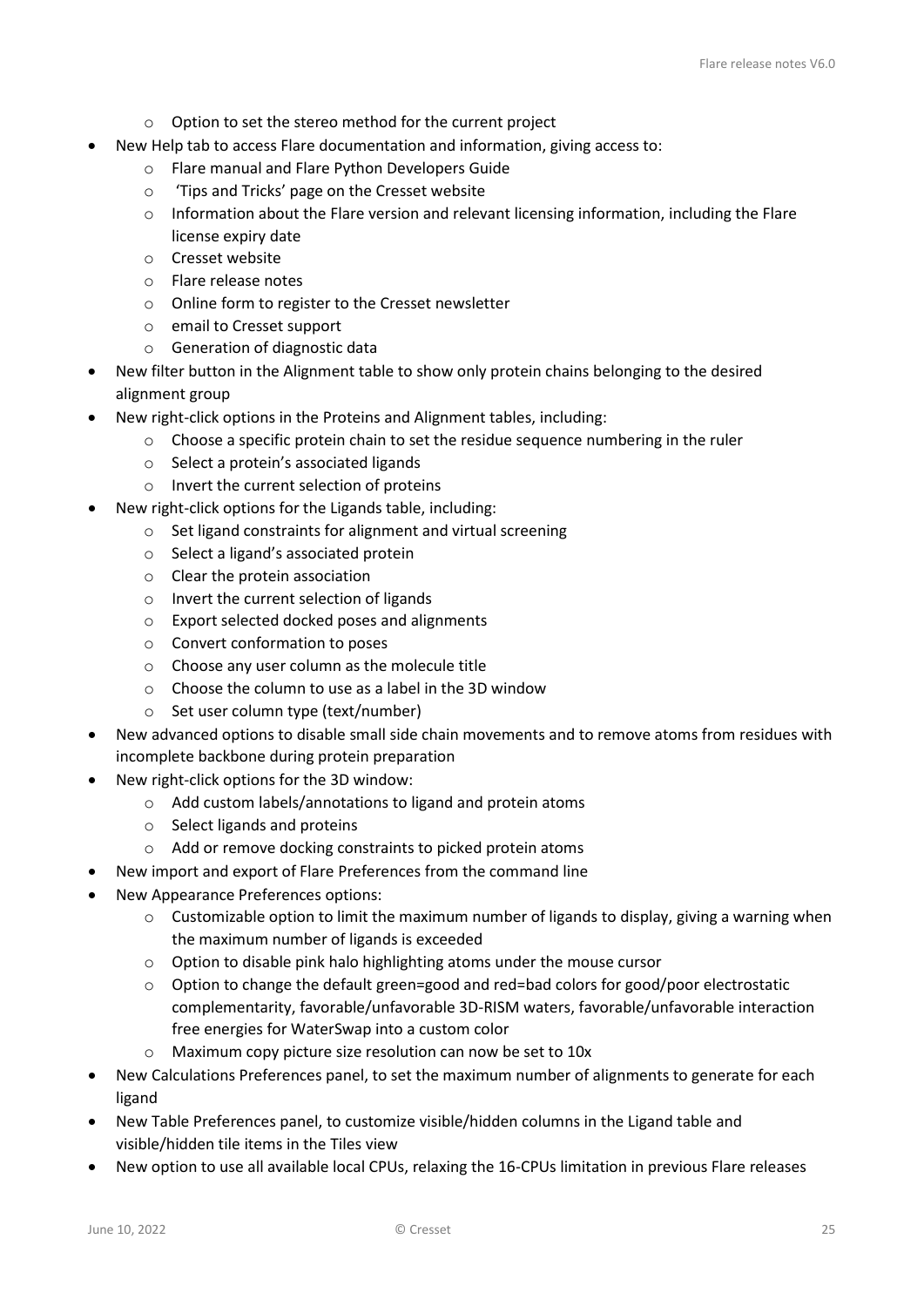- Option to set the stereo method for the current project
- New Help tab to access Flare documentation and information, giving access to:
    - Flare manual and Flare Python Developers Guide
    - 'Tips and Tricks' page on the Cresset website
    - Information about the Flare version and relevant licensing information, including the Flare license expiry date
    - Cresset website
    - Flare release notes
    - Online form to register to the Cresset newsletter
    - email to Cresset support
    - Generation of diagnostic data
- New filter button in the Alignment table to show only protein chains belonging to the desired alignment group
- New right-click options in the Proteins and Alignment tables, including:
    - Choose a specific protein chain to set the residue sequence numbering in the ruler
    - Select a protein's associated ligands
    - Invert the current selection of proteins
- New right-click options for the Ligands table, including:
    - Set ligand constraints for alignment and virtual screening
    - Select a ligand's associated protein
    - Clear the protein association
    - Invert the current selection of ligands
    - Export selected docked poses and alignments
    - Convert conformation to poses
    - Choose any user column as the molecule title
    - Choose the column to use as a label in the 3D window
    - Set user column type (text/number)
- New advanced options to disable small side chain movements and to remove atoms from residues with incomplete backbone during protein preparation
- New right-click options for the 3D window:
    - Add custom labels/annotations to ligand and protein atoms
    - Select ligands and proteins
    - Add or remove docking constraints to picked protein atoms
- New import and export of Flare Preferences from the command line
- New Appearance Preferences options:
    - Customizable option to limit the maximum number of ligands to display, giving a warning when the maximum number of ligands is exceeded
    - Option to disable pink halo highlighting atoms under the mouse cursor
    - Option to change the default green=good and red=bad colors for good/poor electrostatic complementarity, favorable/unfavorable 3D-RISM waters, favorable/unfavorable interaction free energies for WaterSwap into a custom color
    - Maximum copy picture size resolution can now be set to 10x
- New Calculations Preferences panel, to set the maximum number of alignments to generate for each ligand
- New Table Preferences panel, to customize visible/hidden columns in the Ligand table and visible/hidden tile items in the Tiles view
- New option to use all available local CPUs, relaxing the 16-CPUs limitation in previous Flare releases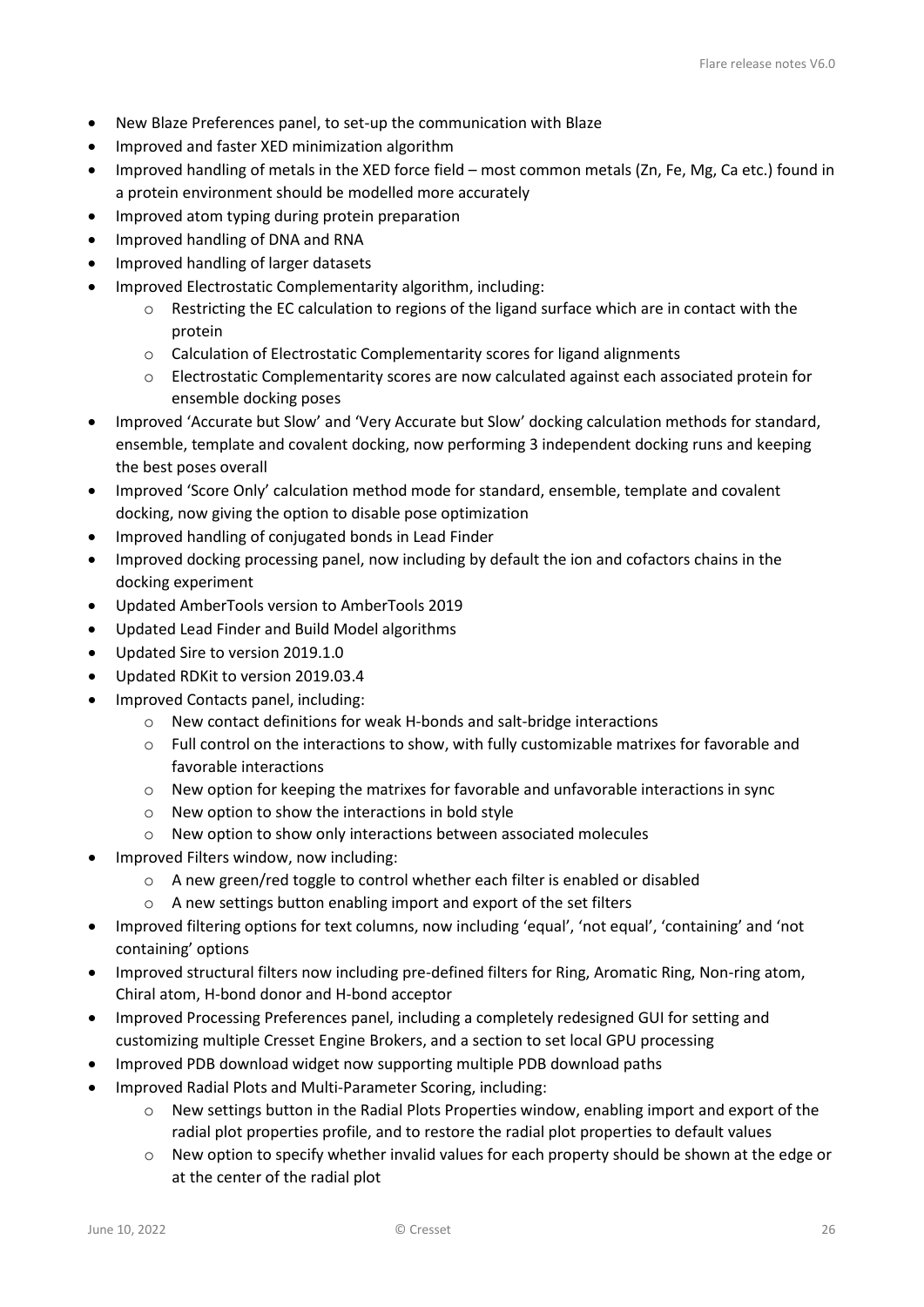- New Blaze Preferences panel, to set-up the communication with Blaze
- Improved and faster XED minimization algorithm
- Improved handling of metals in the XED force field – most common metals (Zn, Fe, Mg, Ca etc.) found in a protein environment should be modelled more accurately
- Improved atom typing during protein preparation
- Improved handling of DNA and RNA
- Improved handling of larger datasets
- Improved Electrostatic Complementarity algorithm, including:
  - Restricting the EC calculation to regions of the ligand surface which are in contact with the protein
  - Calculation of Electrostatic Complementarity scores for ligand alignments
  - Electrostatic Complementarity scores are now calculated against each associated protein for ensemble docking poses
- Improved 'Accurate but Slow' and 'Very Accurate but Slow' docking calculation methods for standard, ensemble, template and covalent docking, now performing 3 independent docking runs and keeping the best poses overall
- Improved 'Score Only' calculation method mode for standard, ensemble, template and covalent docking, now giving the option to disable pose optimization
- Improved handling of conjugated bonds in Lead Finder
- Improved docking processing panel, now including by default the ion and cofactors chains in the docking experiment
- Updated AmberTools version to AmberTools 2019
- Updated Lead Finder and Build Model algorithms
- Updated Sire to version 2019.1.0
- Updated RDKit to version 2019.03.4
- Improved Contacts panel, including:
  - New contact definitions for weak H-bonds and salt-bridge interactions
  - Full control on the interactions to show, with fully customizable matrixes for favorable and favorable interactions
  - New option for keeping the matrixes for favorable and unfavorable interactions in sync
  - New option to show the interactions in bold style
  - New option to show only interactions between associated molecules
- Improved Filters window, now including:
  - A new green/red toggle to control whether each filter is enabled or disabled
  - A new settings button enabling import and export of the set filters
- Improved filtering options for text columns, now including 'equal', 'not equal', 'containing' and 'not containing' options
- Improved structural filters now including pre-defined filters for Ring, Aromatic Ring, Non-ring atom, Chiral atom, H-bond donor and H-bond acceptor
- Improved Processing Preferences panel, including a completely redesigned GUI for setting and customizing multiple Cresset Engine Brokers, and a section to set local GPU processing
- Improved PDB download widget now supporting multiple PDB download paths
- Improved Radial Plots and Multi-Parameter Scoring, including:
  - New settings button in the Radial Plots Properties window, enabling import and export of the radial plot properties profile, and to restore the radial plot properties to default values
  - New option to specify whether invalid values for each property should be shown at the edge or at the center of the radial plot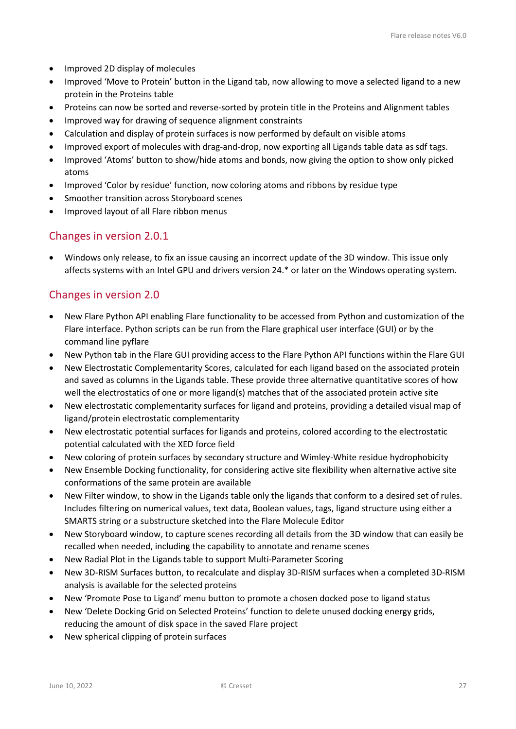- Improved 2D display of molecules
- Improved 'Move to Protein' button in the Ligand tab, now allowing to move a selected ligand to a new protein in the Proteins table
- Proteins can now be sorted and reverse-sorted by protein title in the Proteins and Alignment tables
- Improved way for drawing of sequence alignment constraints
- Calculation and display of protein surfaces is now performed by default on visible atoms
- Improved export of molecules with drag-and-drop, now exporting all Ligands table data as sdf tags.
- Improved 'Atoms' button to show/hide atoms and bonds, now giving the option to show only picked atoms
- Improved 'Color by residue' function, now coloring atoms and ribbons by residue type
- Smoother transition across Storyboard scenes
- Improved layout of all Flare ribbon menus

## Changes in version 2.0.1

- Windows only release, to fix an issue causing an incorrect update of the 3D window. This issue only affects systems with an Intel GPU and drivers version 24.* or later on the Windows operating system.

## Changes in version 2.0

- New Flare Python API enabling Flare functionality to be accessed from Python and customization of the Flare interface. Python scripts can be run from the Flare graphical user interface (GUI) or by the command line pyflare
- New Python tab in the Flare GUI providing access to the Flare Python API functions within the Flare GUI
- New Electrostatic Complementarity Scores, calculated for each ligand based on the associated protein and saved as columns in the Ligands table. These provide three alternative quantitative scores of how well the electrostatics of one or more ligand(s) matches that of the associated protein active site
- New electrostatic complementarity surfaces for ligand and proteins, providing a detailed visual map of ligand/protein electrostatic complementarity
- New electrostatic potential surfaces for ligands and proteins, colored according to the electrostatic potential calculated with the XED force field
- New coloring of protein surfaces by secondary structure and Wimley-White residue hydrophobicity
- New Ensemble Docking functionality, for considering active site flexibility when alternative active site conformations of the same protein are available
- New Filter window, to show in the Ligands table only the ligands that conform to a desired set of rules. Includes filtering on numerical values, text data, Boolean values, tags, ligand structure using either a SMARTS string or a substructure sketched into the Flare Molecule Editor
- New Storyboard window, to capture scenes recording all details from the 3D window that can easily be recalled when needed, including the capability to annotate and rename scenes
- New Radial Plot in the Ligands table to support Multi-Parameter Scoring
- New 3D-RISM Surfaces button, to recalculate and display 3D-RISM surfaces when a completed 3D-RISM analysis is available for the selected proteins
- New 'Promote Pose to Ligand' menu button to promote a chosen docked pose to ligand status
- New 'Delete Docking Grid on Selected Proteins' function to delete unused docking energy grids, reducing the amount of disk space in the saved Flare project
- New spherical clipping of protein surfaces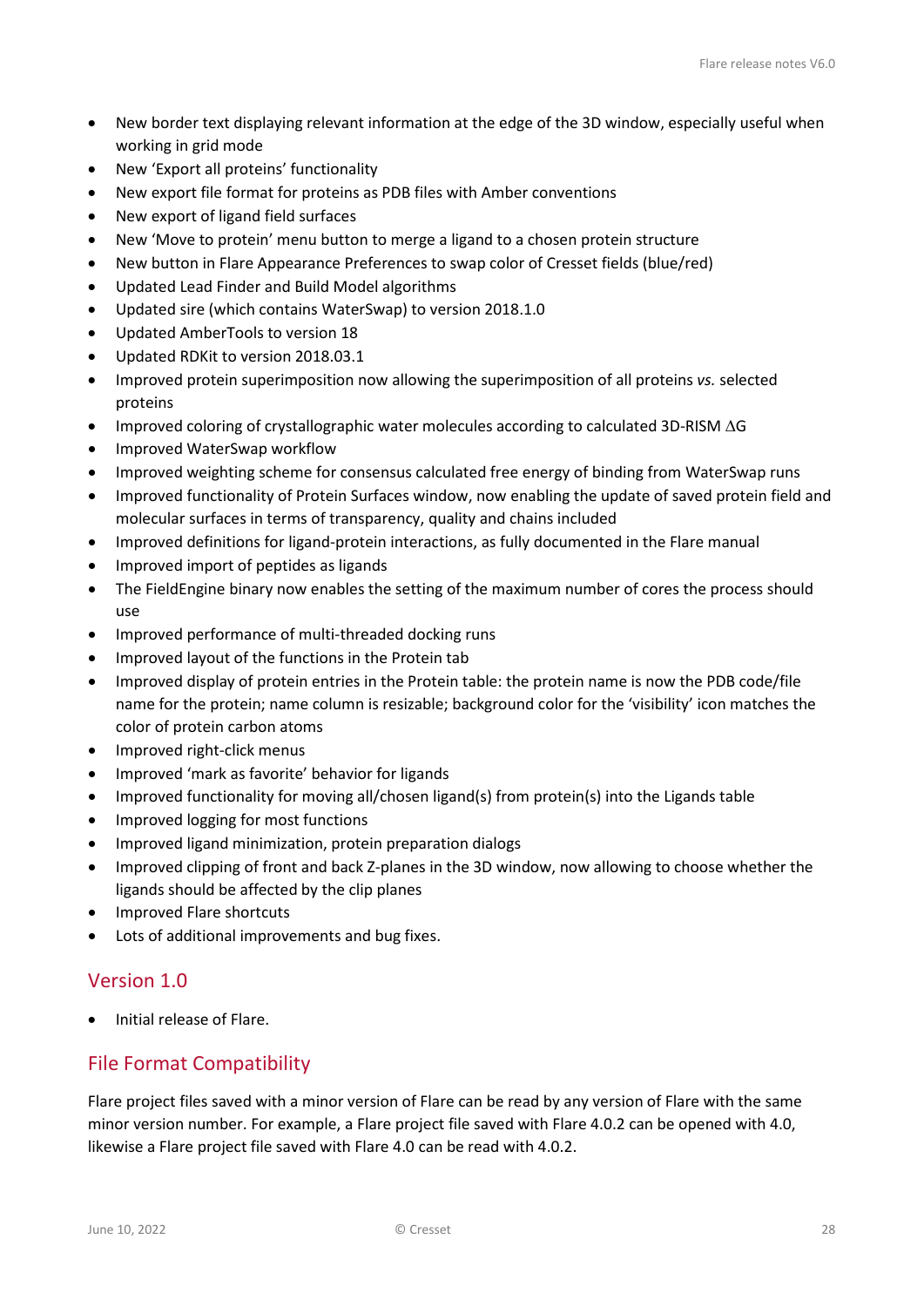- New border text displaying relevant information at the edge of the 3D window, especially useful when working in grid mode
- New 'Export all proteins' functionality
- New export file format for proteins as PDB files with Amber conventions
- New export of ligand field surfaces
- New 'Move to protein' menu button to merge a ligand to a chosen protein structure
- New button in Flare Appearance Preferences to swap color of Cresset fields (blue/red)
- Updated Lead Finder and Build Model algorithms
- Updated sire (which contains WaterSwap) to version 2018.1.0
- Updated AmberTools to version 18
- Updated RDKit to version 2018.03.1
- Improved protein superimposition now allowing the superimposition of all proteins *vs.* selected proteins
- Improved coloring of crystallographic water molecules according to calculated 3D-RISM $\Delta G$
- Improved WaterSwap workflow
- Improved weighting scheme for consensus calculated free energy of binding from WaterSwap runs
- Improved functionality of Protein Surfaces window, now enabling the update of saved protein field and molecular surfaces in terms of transparency, quality and chains included
- Improved definitions for ligand-protein interactions, as fully documented in the Flare manual
- Improved import of peptides as ligands
- The FieldEngine binary now enables the setting of the maximum number of cores the process should use
- Improved performance of multi-threaded docking runs
- Improved layout of the functions in the Protein tab
- Improved display of protein entries in the Protein table: the protein name is now the PDB code/file name for the protein; name column is resizable; background color for the 'visibility' icon matches the color of protein carbon atoms
- Improved right-click menus
- Improved 'mark as favorite' behavior for ligands
- Improved functionality for moving all/chosen ligand(s) from protein(s) into the Ligands table
- Improved logging for most functions
- Improved ligand minimization, protein preparation dialogs
- Improved clipping of front and back Z-planes in the 3D window, now allowing to choose whether the ligands should be affected by the clip planes
- Improved Flare shortcuts
- Lots of additional improvements and bug fixes.

## Version 1.0

- Initial release of Flare.

## File Format Compatibility

Flare project files saved with a minor version of Flare can be read by any version of Flare with the same minor version number. For example, a Flare project file saved with Flare 4.0.2 can be opened with 4.0, likewise a Flare project file saved with Flare 4.0 can be read with 4.0.2.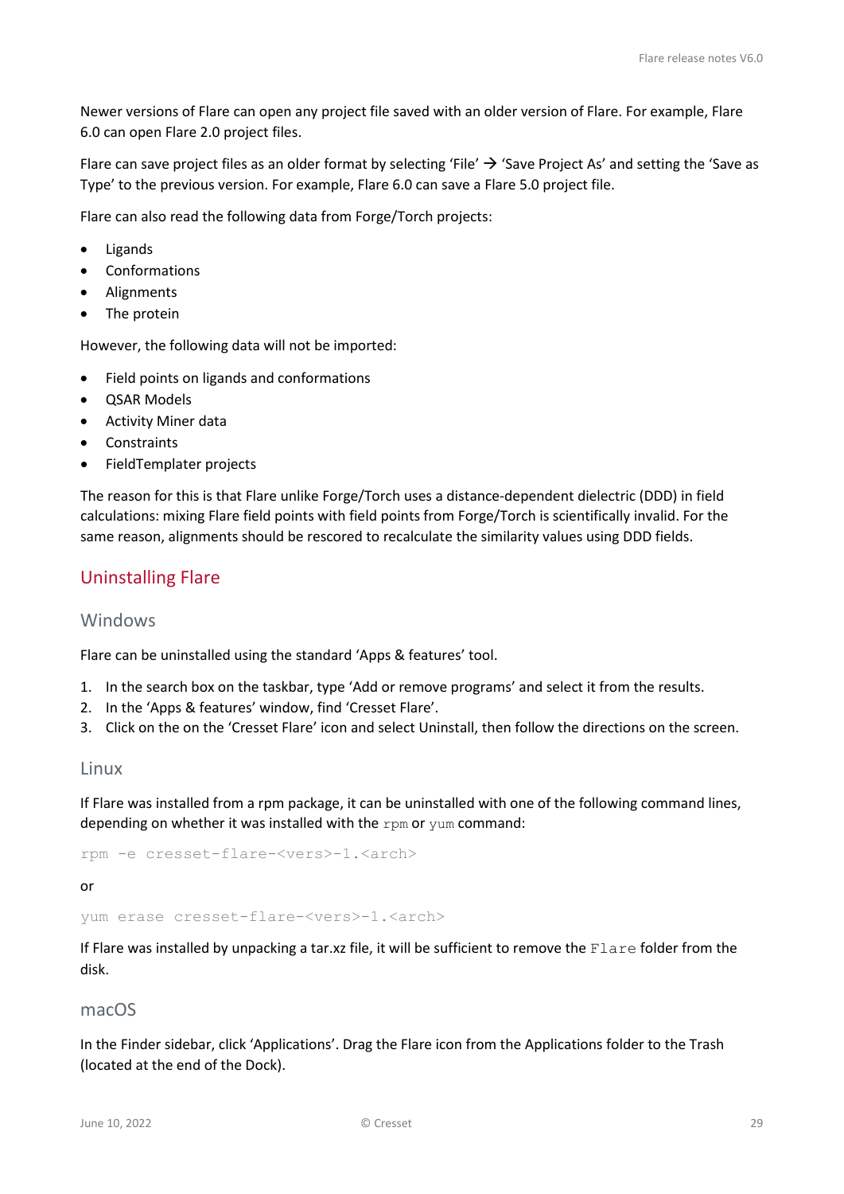Newer versions of Flare can open any project file saved with an older version of Flare. For example, Flare 6.0 can open Flare 2.0 project files.

Flare can save project files as an older format by selecting 'File' → 'Save Project As' and setting the 'Save as Type' to the previous version. For example, Flare 6.0 can save a Flare 5.0 project file.

Flare can also read the following data from Forge/Torch projects:

- Ligands
- Conformations
- Alignments
- The protein

However, the following data will not be imported:

- Field points on ligands and conformations
- QSAR Models
- Activity Miner data
- Constraints
- FieldTemplater projects

The reason for this is that Flare unlike Forge/Torch uses a distance-dependent dielectric (DDD) in field calculations: mixing Flare field points with field points from Forge/Torch is scientifically invalid. For the same reason, alignments should be rescored to recalculate the similarity values using DDD fields.

## Uninstalling Flare

### Windows

Flare can be uninstalled using the standard 'Apps & features' tool.

1. In the search box on the taskbar, type 'Add or remove programs' and select it from the results.
2. In the 'Apps & features' window, find 'Cresset Flare'.
3. Click on the on the 'Cresset Flare' icon and select Uninstall, then follow the directions on the screen.

### Linux

If Flare was installed from a rpm package, it can be uninstalled with one of the following command lines, depending on whether it was installed with the `rpm` or `yum` command:

```
rpm -e cresset-flare-<vers>-1.<arch>
```

or

```
yum erase cresset-flare-<vers>-1.<arch>
```

If Flare was installed by unpacking a tar.xz file, it will be sufficient to remove the `Flare` folder from the disk.

### macOS

In the Finder sidebar, click 'Applications'. Drag the Flare icon from the Applications folder to the Trash (located at the end of the Dock).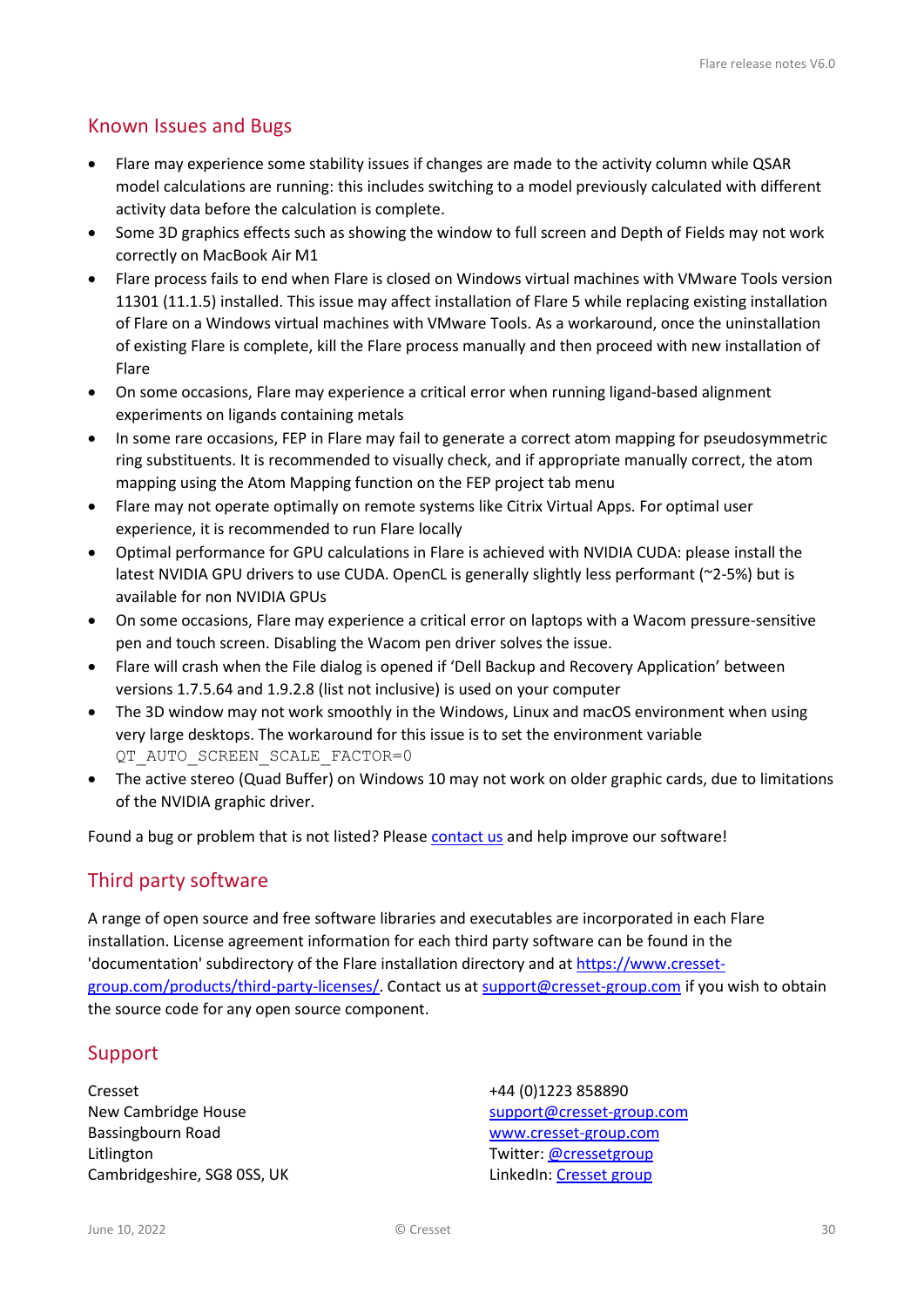## Known Issues and Bugs

- Flare may experience some stability issues if changes are made to the activity column while QSAR model calculations are running: this includes switching to a model previously calculated with different activity data before the calculation is complete.
- Some 3D graphics effects such as showing the window to full screen and Depth of Fields may not work correctly on MacBook Air M1
- Flare process fails to end when Flare is closed on Windows virtual machines with VMware Tools version 11301 (11.1.5) installed. This issue may affect installation of Flare 5 while replacing existing installation of Flare on a Windows virtual machines with VMware Tools. As a workaround, once the uninstallation of existing Flare is complete, kill the Flare process manually and then proceed with new installation of Flare
- On some occasions, Flare may experience a critical error when running ligand-based alignment experiments on ligands containing metals
- In some rare occasions, FEP in Flare may fail to generate a correct atom mapping for pseudosymmetric ring substituents. It is recommended to visually check, and if appropriate manually correct, the atom mapping using the Atom Mapping function on the FEP project tab menu
- Flare may not operate optimally on remote systems like Citrix Virtual Apps. For optimal user experience, it is recommended to run Flare locally
- Optimal performance for GPU calculations in Flare is achieved with NVIDIA CUDA: please install the latest NVIDIA GPU drivers to use CUDA. OpenCL is generally slightly less performant (~2-5%) but is available for non NVIDIA GPUs
- On some occasions, Flare may experience a critical error on laptops with a Wacom pressure-sensitive pen and touch screen. Disabling the Wacom pen driver solves the issue.
- Flare will crash when the File dialog is opened if 'Dell Backup and Recovery Application' between versions 1.7.5.64 and 1.9.2.8 (list not inclusive) is used on your computer
- The 3D window may not work smoothly in the Windows, Linux and macOS environment when using very large desktops. The workaround for this issue is to set the environment variable `QT_AUTO_SCREEN_SCALE_FACTOR=0`
- The active stereo (Quad Buffer) on Windows 10 may not work on older graphic cards, due to limitations of the NVIDIA graphic driver.

Found a bug or problem that is not listed? Please [contact us](mailto:support@cresset-group.com) and help improve our software!

## Third party software

A range of open source and free software libraries and executables are incorporated in each Flare installation. License agreement information for each third party software can be found in the 'documentation' subdirectory of the Flare installation directory and at [https://www.cresset-group.com/products/third-party-licenses/](https://www.cresset-group.com/products/third-party-licenses/). Contact us at [support@cresset-group.com](mailto:support@cresset-group.com) if you wish to obtain the source code for any open source component.

## Support

Cresset
New Cambridge House
Bassingbourn Road
Litlington
Cambridgeshire, SG8 0SS, UK

+44 (0)1223 858890
[support@cresset-group.com](mailto:support@cresset-group.com)
[www.cresset-group.com](http://www.cresset-group.com)
Twitter: [@cressetgroup](https://twitter.com/cressetgroup)
LinkedIn: [Cresset group](https://www.linkedin.com/company/cresset-group)